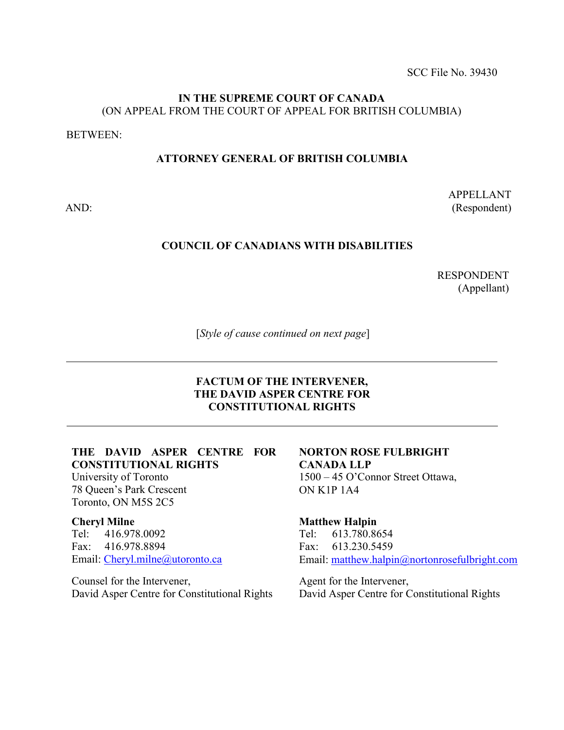SCC File No. 39430

**IN THE SUPREME COURT OF CANADA**
(ON APPEAL FROM THE COURT OF APPEAL FOR BRITISH COLUMBIA)

BETWEEN:

**ATTORNEY GENERAL OF BRITISH COLUMBIA**

APPELLANT
(Respondent)

AND:

**COUNCIL OF CANADIANS WITH DISABILITIES**

RESPONDENT
(Appellant)

[*Style of cause continued on next page*]

---

**FACTUM OF THE INTERVENER,**
**THE DAVID ASPER CENTRE FOR**
**CONSTITUTIONAL RIGHTS**

---

**THE DAVID ASPER CENTRE FOR CONSTITUTIONAL RIGHTS**
University of Toronto
78 Queen's Park Crescent
Toronto, ON M5S 2C5

**Cheryl Milne**
Tel: 416.978.0092
Fax: 416.978.8894
Email: Cheryl.milne@utoronto.ca

Counsel for the Intervener,
David Asper Centre for Constitutional Rights

**NORTON ROSE FULBRIGHT CANADA LLP**
1500 – 45 O'Connor Street Ottawa,
ON K1P 1A4

**Matthew Halpin**
Tel: 613.780.8654
Fax: 613.230.5459
Email: matthew.halpin@nortonrosefulbright.com

Agent for the Intervener,
David Asper Centre for Constitutional Rights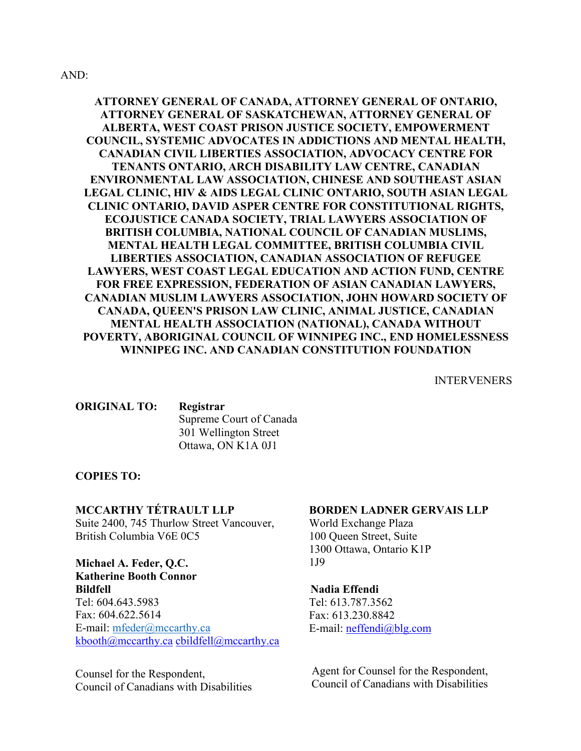AND:

**ATTORNEY GENERAL OF CANADA, ATTORNEY GENERAL OF ONTARIO, ATTORNEY GENERAL OF SASKATCHEWAN, ATTORNEY GENERAL OF ALBERTA, WEST COAST PRISON JUSTICE SOCIETY, EMPOWERMENT COUNCIL, SYSTEMIC ADVOCATES IN ADDICTIONS AND MENTAL HEALTH, CANADIAN CIVIL LIBERTIES ASSOCIATION, ADVOCACY CENTRE FOR TENANTS ONTARIO, ARCH DISABILITY LAW CENTRE, CANADIAN ENVIRONMENTAL LAW ASSOCIATION, CHINESE AND SOUTHEAST ASIAN LEGAL CLINIC, HIV & AIDS LEGAL CLINIC ONTARIO, SOUTH ASIAN LEGAL CLINIC ONTARIO, DAVID ASPER CENTRE FOR CONSTITUTIONAL RIGHTS, ECOJUSTICE CANADA SOCIETY, TRIAL LAWYERS ASSOCIATION OF BRITISH COLUMBIA, NATIONAL COUNCIL OF CANADIAN MUSLIMS, MENTAL HEALTH LEGAL COMMITTEE, BRITISH COLUMBIA CIVIL LIBERTIES ASSOCIATION, CANADIAN ASSOCIATION OF REFUGEE LAWYERS, WEST COAST LEGAL EDUCATION AND ACTION FUND, CENTRE FOR FREE EXPRESSION, FEDERATION OF ASIAN CANADIAN LAWYERS, CANADIAN MUSLIM LAWYERS ASSOCIATION, JOHN HOWARD SOCIETY OF CANADA, QUEEN'S PRISON LAW CLINIC, ANIMAL JUSTICE, CANADIAN MENTAL HEALTH ASSOCIATION (NATIONAL), CANADA WITHOUT POVERTY, ABORIGINAL COUNCIL OF WINNIPEG INC., END HOMELESSNESS WINNIPEG INC. AND CANADIAN CONSTITUTION FOUNDATION**

INTERVENERS

**ORIGINAL TO:** **Registrar**
Supreme Court of Canada
301 Wellington Street
Ottawa, ON K1A 0J1

**COPIES TO:**

**MCCARTHY TÉTRAULT LLP**
Suite 2400, 745 Thurlow Street Vancouver, British Columbia V6E 0C5

**Michael A. Feder, Q.C.**
**Katherine Booth Connor Bildfell**
Tel: 604.643.5983
Fax: 604.622.5614
E-mail: mfeder@mccarthy.ca kbooth@mccarthy.ca cbildfell@mccarthy.ca

Counsel for the Respondent,
Council of Canadians with Disabilities

**BORDEN LADNER GERVAIS LLP**
World Exchange Plaza
100 Queen Street, Suite
1300 Ottawa, Ontario K1P
1J9

**Nadia Effendi**
Tel: 613.787.3562
Fax: 613.230.8842
E-mail: neffendi@blg.com

Agent for Counsel for the Respondent,
Council of Canadians with Disabilities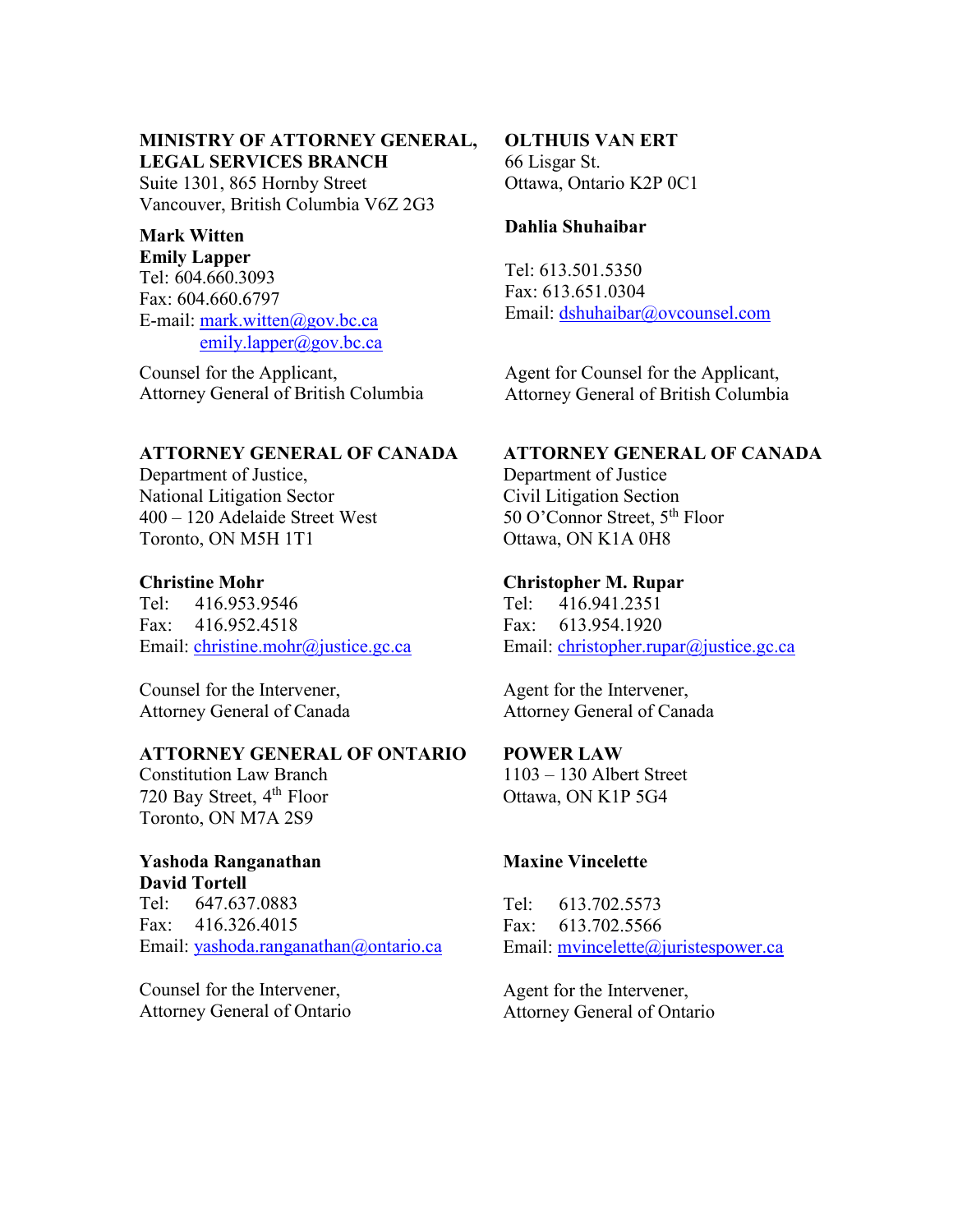**MINISTRY OF ATTORNEY GENERAL, LEGAL SERVICES BRANCH**
Suite 1301, 865 Hornby Street
Vancouver, British Columbia V6Z 2G3

**Mark Witten**
**Emily Lapper**
Tel: 604.660.3093
Fax: 604.660.6797
E-mail: mark.witten@gov.bc.ca
emily.lapper@gov.bc.ca

Counsel for the Applicant,
Attorney General of British Columbia

**OLTHUIS VAN ERT**
66 Lisgar St.
Ottawa, Ontario K2P 0C1

**Dahlia Shuhaibar**

Tel: 613.501.5350
Fax: 613.651.0304
Email: dshuhaibar@ovcounsel.com

Agent for Counsel for the Applicant,
Attorney General of British Columbia

**ATTORNEY GENERAL OF CANADA**
Department of Justice,
National Litigation Sector
400 – 120 Adelaide Street West
Toronto, ON M5H 1T1

**Christine Mohr**
Tel: 416.953.9546
Fax: 416.952.4518
Email: christine.mohr@justice.gc.ca

Counsel for the Intervener,
Attorney General of Canada

**ATTORNEY GENERAL OF CANADA**
Department of Justice
Civil Litigation Section
50 O'Connor Street, 5th Floor
Ottawa, ON K1A 0H8

**Christopher M. Rupar**
Tel: 416.941.2351
Fax: 613.954.1920
Email: christopher.rupar@justice.gc.ca

Agent for the Intervener,
Attorney General of Canada

**ATTORNEY GENERAL OF ONTARIO**
Constitution Law Branch
720 Bay Street, 4th Floor
Toronto, ON M7A 2S9

**Yashoda Ranganathan**
**David Tortell**
Tel: 647.637.0883
Fax: 416.326.4015
Email: yashoda.ranganathan@ontario.ca

Counsel for the Intervener,
Attorney General of Ontario

**POWER LAW**
1103 – 130 Albert Street
Ottawa, ON K1P 5G4

**Maxine Vincelette**

Tel: 613.702.5573
Fax: 613.702.5566
Email: mvincelette@juristespower.ca

Agent for the Intervener,
Attorney General of Ontario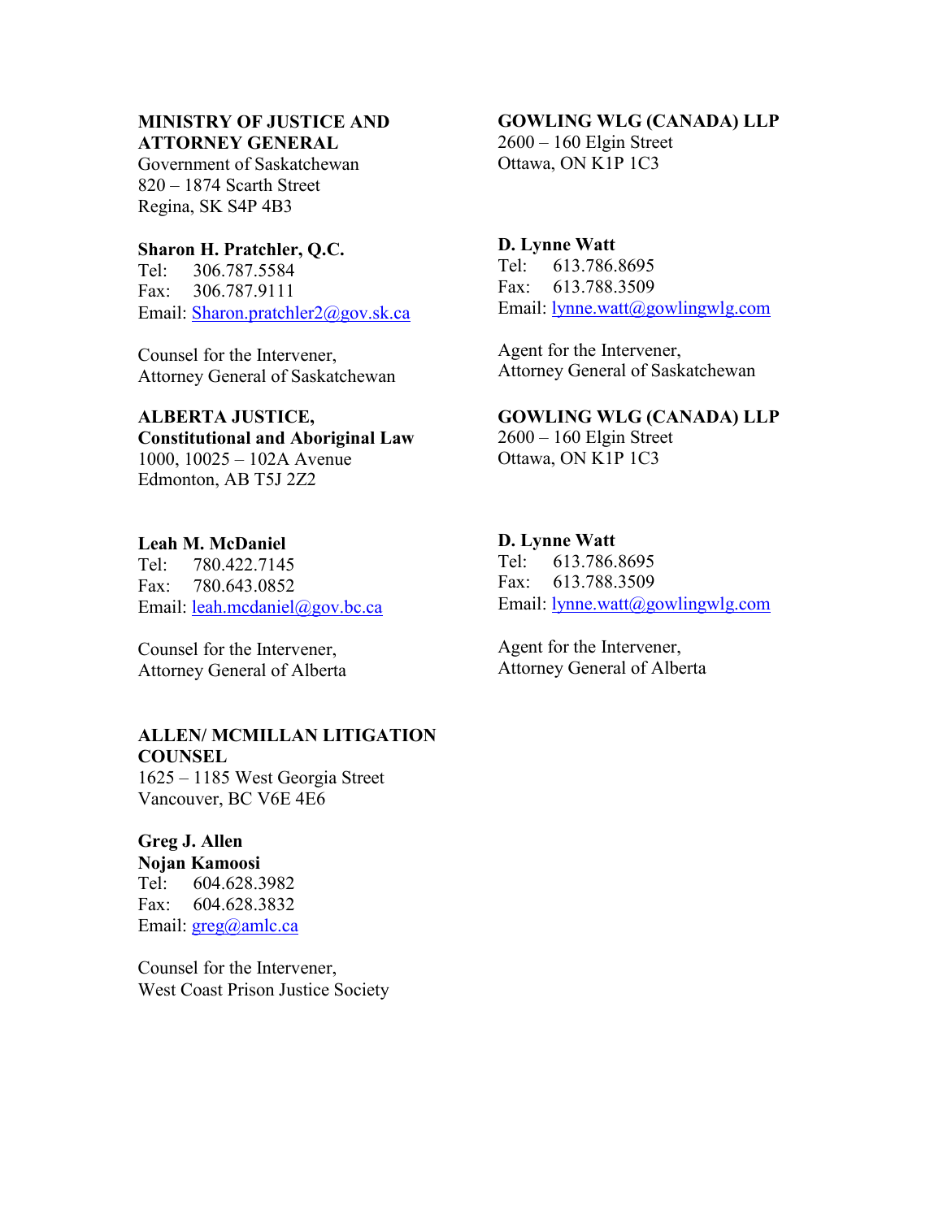**MINISTRY OF JUSTICE AND ATTORNEY GENERAL**
Government of Saskatchewan
820 – 1874 Scarth Street
Regina, SK S4P 4B3

**Sharon H. Pratchler, Q.C.**
Tel: 306.787.5584
Fax: 306.787.9111
Email: Sharon.pratchler2@gov.sk.ca

Counsel for the Intervener,
Attorney General of Saskatchewan

**GOWLING WLG (CANADA) LLP**
2600 – 160 Elgin Street
Ottawa, ON K1P 1C3

**D. Lynne Watt**
Tel: 613.786.8695
Fax: 613.788.3509
Email: lynne.watt@gowlingwlg.com

Agent for the Intervener,
Attorney General of Saskatchewan

**ALBERTA JUSTICE,**
**Constitutional and Aboriginal Law**
1000, 10025 – 102A Avenue
Edmonton, AB T5J 2Z2

**Leah M. McDaniel**
Tel: 780.422.7145
Fax: 780.643.0852
Email: leah.mcdaniel@gov.bc.ca

Counsel for the Intervener,
Attorney General of Alberta

**GOWLING WLG (CANADA) LLP**
2600 – 160 Elgin Street
Ottawa, ON K1P 1C3

**D. Lynne Watt**
Tel: 613.786.8695
Fax: 613.788.3509
Email: lynne.watt@gowlingwlg.com

Agent for the Intervener,
Attorney General of Alberta

**ALLEN/ MCMILLAN LITIGATION COUNSEL**
1625 – 1185 West Georgia Street
Vancouver, BC V6E 4E6

**Greg J. Allen**
**Nojan Kamoosi**
Tel: 604.628.3982
Fax: 604.628.3832
Email: greg@amlc.ca

Counsel for the Intervener,
West Coast Prison Justice Society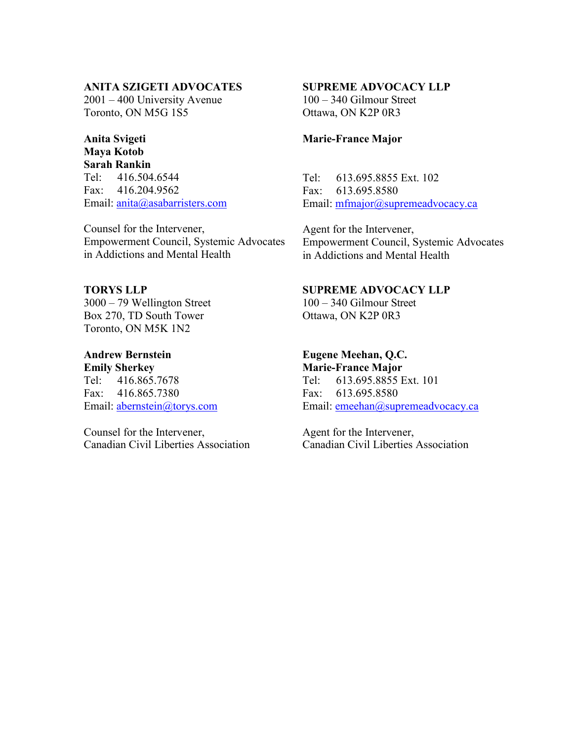**ANITA SZIGETI ADVOCATES**
2001 – 400 University Avenue
Toronto, ON M5G 1S5

**Anita Svigeti**
**Maya Kotob**
**Sarah Rankin**
Tel: 416.504.6544
Fax: 416.204.9562
Email: anita@asabarristers.com

Counsel for the Intervener,
Empowerment Council, Systemic Advocates in Addictions and Mental Health

**SUPREME ADVOCACY LLP**
100 – 340 Gilmour Street
Ottawa, ON K2P 0R3

**Marie-France Major**

Tel: 613.695.8855 Ext. 102
Fax: 613.695.8580
Email: mfmajor@supremeadvocacy.ca

Agent for the Intervener,
Empowerment Council, Systemic Advocates in Addictions and Mental Health

**TORYS LLP**
3000 – 79 Wellington Street
Box 270, TD South Tower
Toronto, ON M5K 1N2

**Andrew Bernstein**
**Emily Sherkey**
Tel: 416.865.7678
Fax: 416.865.7380
Email: abernstein@torys.com

Counsel for the Intervener,
Canadian Civil Liberties Association

**SUPREME ADVOCACY LLP**
100 – 340 Gilmour Street
Ottawa, ON K2P 0R3

**Eugene Meehan, Q.C.**
**Marie-France Major**
Tel: 613.695.8855 Ext. 101
Fax: 613.695.8580
Email: emeehan@supremeadvocacy.ca

Agent for the Intervener,
Canadian Civil Liberties Association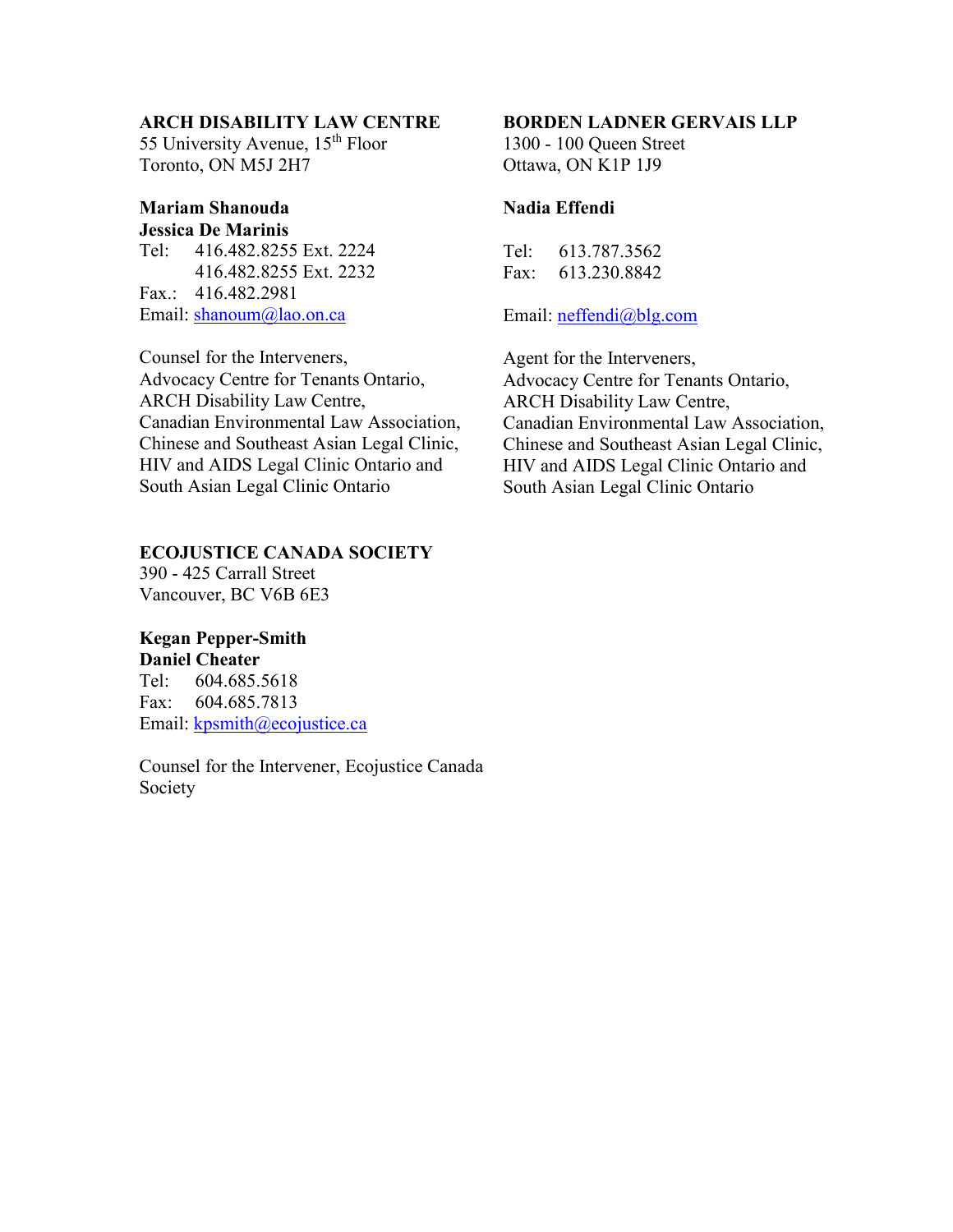**ARCH DISABILITY LAW CENTRE**
55 University Avenue, 15th Floor
Toronto, ON M5J 2H7

**Mariam Shanouda**
**Jessica De Marinis**
Tel: 416.482.8255 Ext. 2224
416.482.8255 Ext. 2232
Fax.: 416.482.2981
Email: shanoum@lao.on.ca

Counsel for the Interveners,
Advocacy Centre for Tenants Ontario,
ARCH Disability Law Centre,
Canadian Environmental Law Association,
Chinese and Southeast Asian Legal Clinic,
HIV and AIDS Legal Clinic Ontario and
South Asian Legal Clinic Ontario

**BORDEN LADNER GERVAIS LLP**
1300 - 100 Queen Street
Ottawa, ON K1P 1J9

**Nadia Effendi**

Tel: 613.787.3562
Fax: 613.230.8842

Email: neffendi@blg.com

Agent for the Interveners,
Advocacy Centre for Tenants Ontario,
ARCH Disability Law Centre,
Canadian Environmental Law Association,
Chinese and Southeast Asian Legal Clinic,
HIV and AIDS Legal Clinic Ontario and
South Asian Legal Clinic Ontario

**ECOJUSTICE CANADA SOCIETY**
390 - 425 Carrall Street
Vancouver, BC V6B 6E3

**Kegan Pepper-Smith**
**Daniel Cheater**
Tel: 604.685.5618
Fax: 604.685.7813
Email: kpsmith@ecojustice.ca

Counsel for the Intervener, Ecojustice Canada Society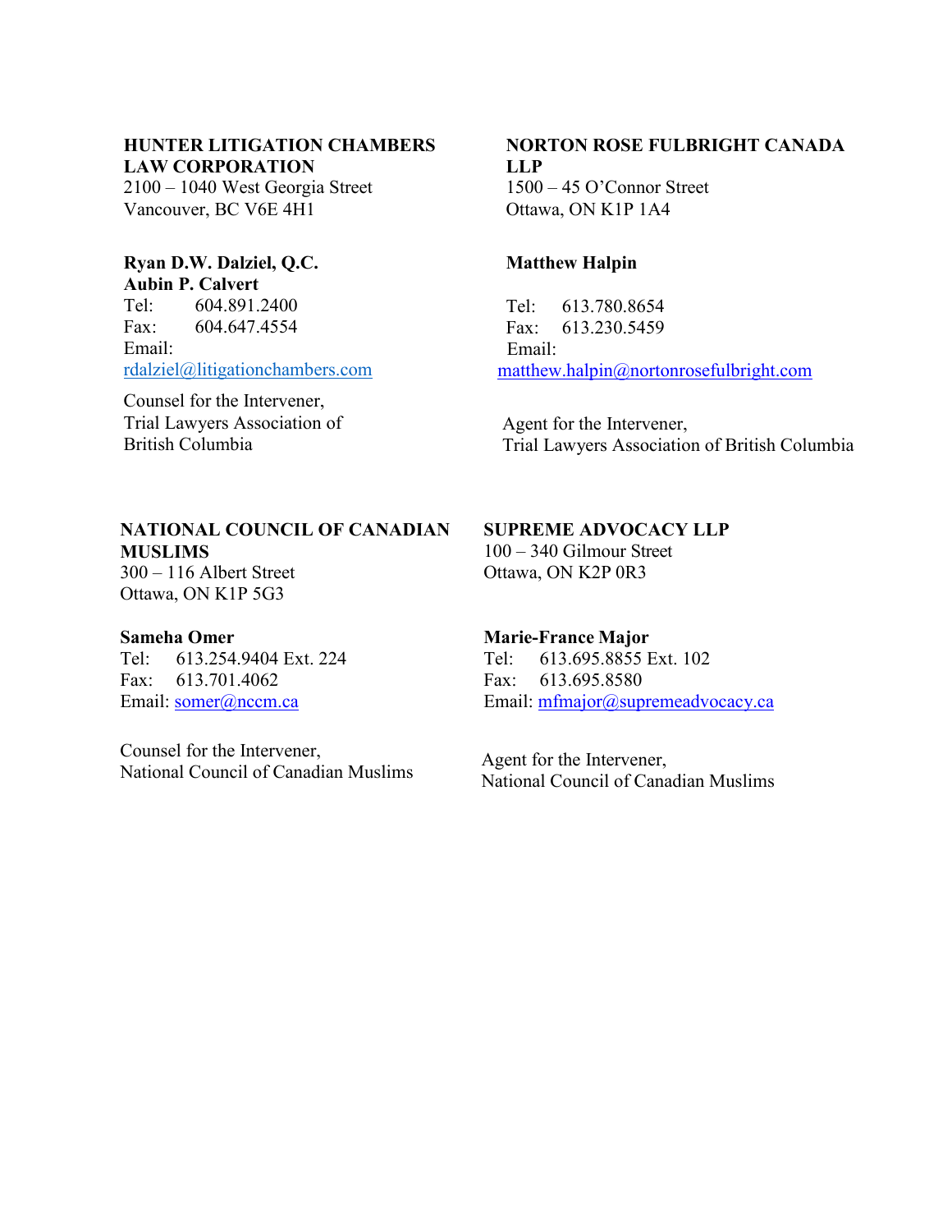**HUNTER LITIGATION CHAMBERS LAW CORPORATION**
2100 – 1040 West Georgia Street
Vancouver, BC V6E 4H1

**Ryan D.W. Dalziel, Q.C.**
**Aubin P. Calvert**
Tel: 604.891.2400
Fax: 604.647.4554
Email:
rdalziel@litigationchambers.com

Counsel for the Intervener,
Trial Lawyers Association of British Columbia

**NORTON ROSE FULBRIGHT CANADA LLP**
1500 – 45 O'Connor Street
Ottawa, ON K1P 1A4

**Matthew Halpin**

Tel: 613.780.8654
Fax: 613.230.5459
Email:
matthew.halpin@nortonrosefulbright.com

Agent for the Intervener,
Trial Lawyers Association of British Columbia

**NATIONAL COUNCIL OF CANADIAN MUSLIMS**
300 – 116 Albert Street
Ottawa, ON K1P 5G3

**Sameha Omer**
Tel: 613.254.9404 Ext. 224
Fax: 613.701.4062
Email: somer@nccm.ca

Counsel for the Intervener,
National Council of Canadian Muslims

**SUPREME ADVOCACY LLP**
100 – 340 Gilmour Street
Ottawa, ON K2P 0R3

**Marie-France Major**
Tel: 613.695.8855 Ext. 102
Fax: 613.695.8580
Email: mfmajor@supremeadvocacy.ca

Agent for the Intervener,
National Council of Canadian Muslims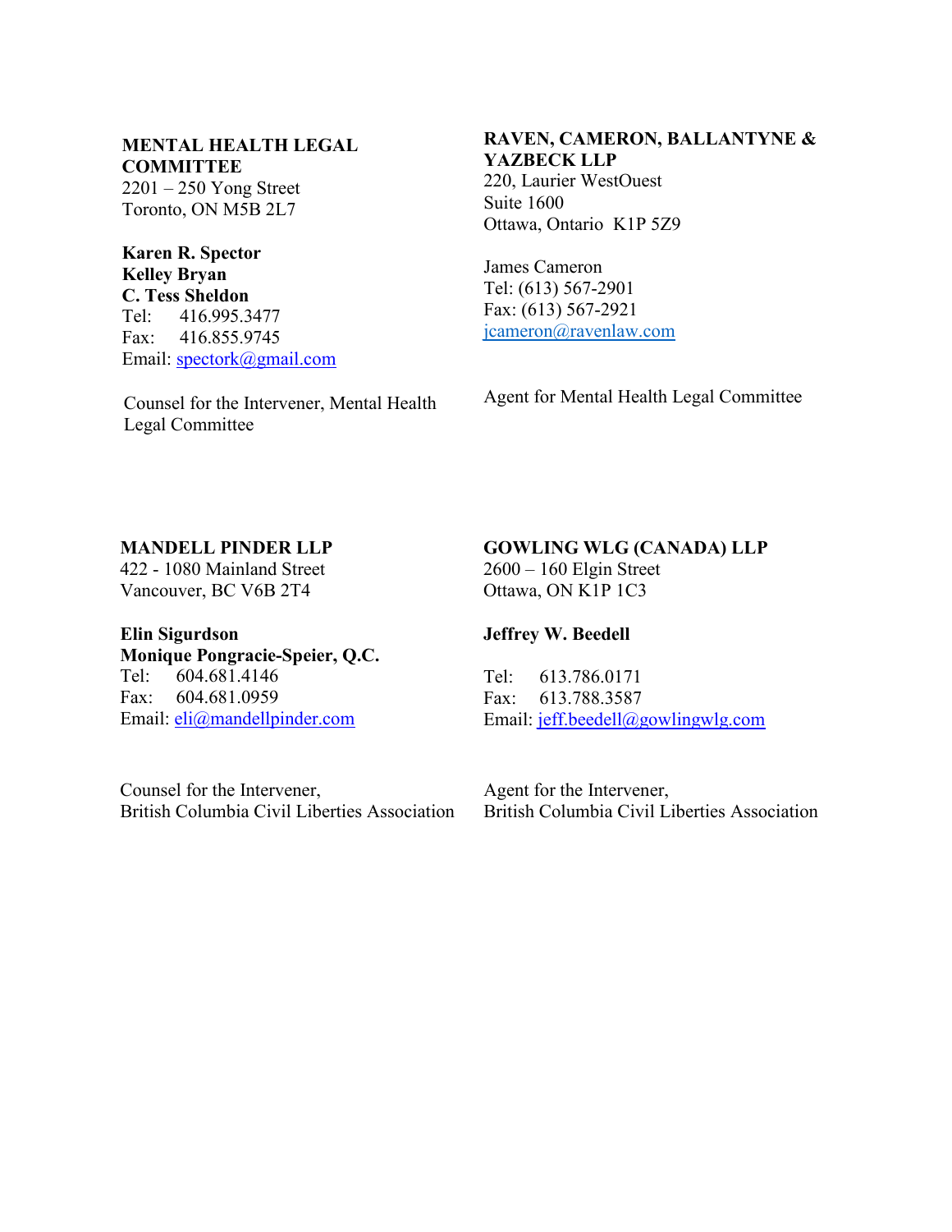**MENTAL HEALTH LEGAL COMMITTEE**
2201 – 250 Yong Street
Toronto, ON M5B 2L7

**Karen R. Spector**
**Kelley Bryan**
**C. Tess Sheldon**
Tel: 416.995.3477
Fax: 416.855.9745
Email: spectork@gmail.com

Counsel for the Intervener, Mental Health Legal Committee

**RAVEN, CAMERON, BALLANTYNE & YAZBECK LLP**
220, Laurier WestOuest
Suite 1600
Ottawa, Ontario K1P 5Z9

James Cameron
Tel: (613) 567-2901
Fax: (613) 567-2921
jcameron@ravenlaw.com

Agent for Mental Health Legal Committee

**MANDELL PINDER LLP**
422 - 1080 Mainland Street
Vancouver, BC V6B 2T4

**Elin Sigurdson**
**Monique Pongracie-Speier, Q.C.**
Tel: 604.681.4146
Fax: 604.681.0959
Email: eli@mandellpinder.com

Counsel for the Intervener,
British Columbia Civil Liberties Association

**GOWLING WLG (CANADA) LLP**
2600 – 160 Elgin Street
Ottawa, ON K1P 1C3

**Jeffrey W. Beedell**

Tel: 613.786.0171
Fax: 613.788.3587
Email: jeff.beedell@gowlingwlg.com

Agent for the Intervener,
British Columbia Civil Liberties Association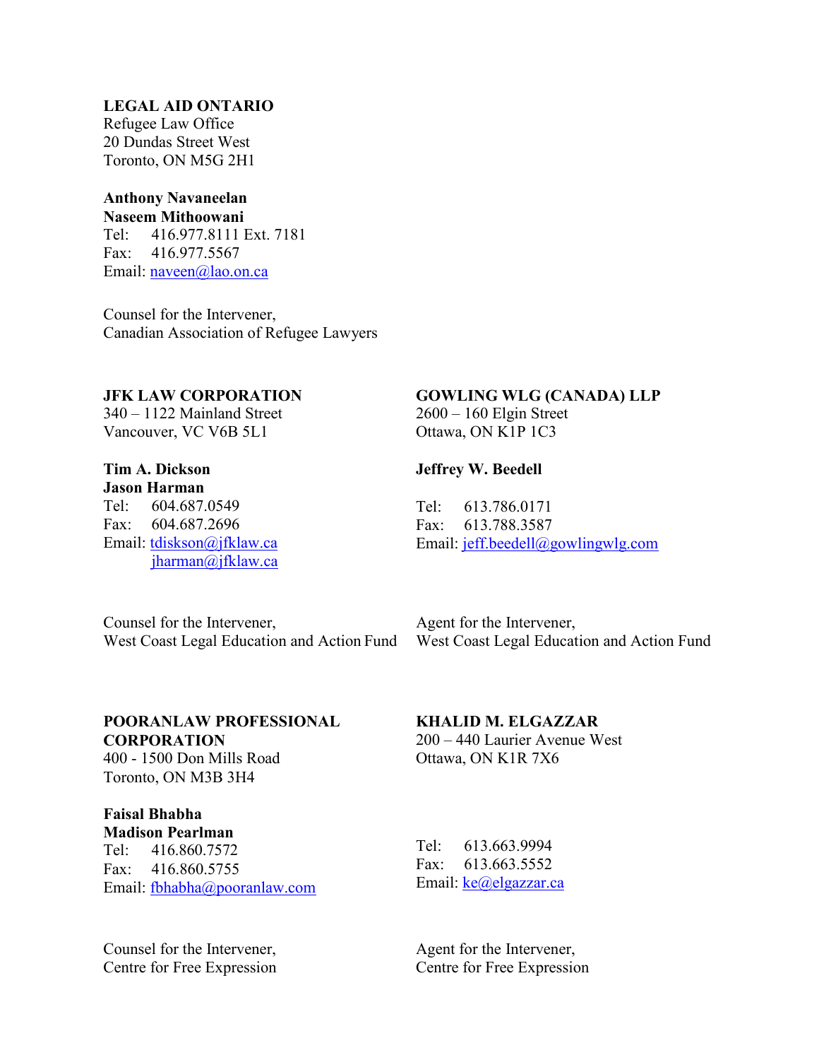**LEGAL AID ONTARIO**
Refugee Law Office
20 Dundas Street West
Toronto, ON M5G 2H1

**Anthony Navaneelan**
**Naseem Mithoowani**
Tel: 416.977.8111 Ext. 7181
Fax: 416.977.5567
Email: naveen@lao.on.ca

Counsel for the Intervener,
Canadian Association of Refugee Lawyers

**JFK LAW CORPORATION**
340 – 1122 Mainland Street
Vancouver, VC V6B 5L1

**Tim A. Dickson**
**Jason Harman**
Tel: 604.687.0549
Fax: 604.687.2696
Email: tdiskson@jfklaw.ca
jharman@jfklaw.ca

Counsel for the Intervener,
West Coast Legal Education and Action Fund

**GOWLING WLG (CANADA) LLP**
2600 – 160 Elgin Street
Ottawa, ON K1P 1C3

**Jeffrey W. Beedell**
Tel: 613.786.0171
Fax: 613.788.3587
Email: jeff.beedell@gowlingwlg.com

Agent for the Intervener,
West Coast Legal Education and Action Fund

**POORANLAW PROFESSIONAL CORPORATION**
400 - 1500 Don Mills Road
Toronto, ON M3B 3H4

**Faisal Bhabha**
**Madison Pearlman**
Tel: 416.860.7572
Fax: 416.860.5755
Email: fbhabha@pooranlaw.com

Counsel for the Intervener,
Centre for Free Expression

**KHALID M. ELGAZZAR**
200 – 440 Laurier Avenue West
Ottawa, ON K1R 7X6

Tel: 613.663.9994
Fax: 613.663.5552
Email: ke@elgazzar.ca

Agent for the Intervener,
Centre for Free Expression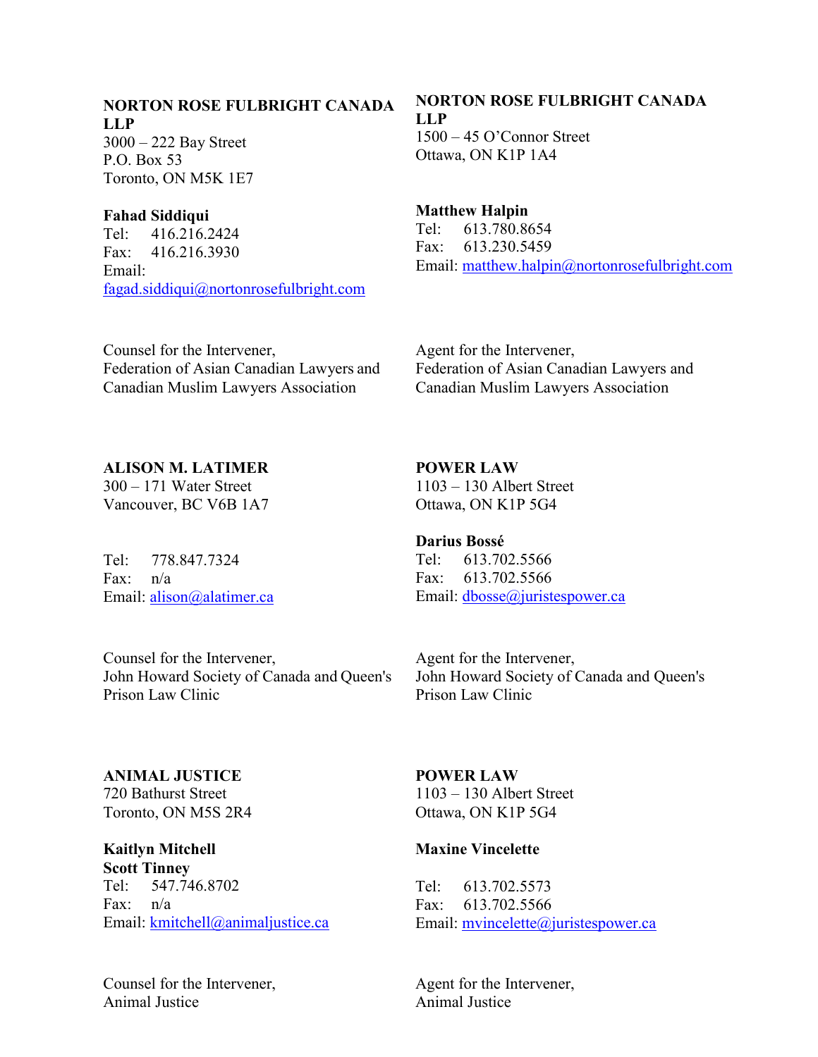**NORTON ROSE FULBRIGHT CANADA LLP**
3000 – 222 Bay Street
P.O. Box 53
Toronto, ON M5K 1E7

**Fahad Siddiqui**
Tel: 416.216.2424
Fax: 416.216.3930
Email:
fagad.siddiqui@nortonrosefulbright.com

Counsel for the Intervener,
Federation of Asian Canadian Lawyers and Canadian Muslim Lawyers Association

**NORTON ROSE FULBRIGHT CANADA LLP**
1500 – 45 O'Connor Street
Ottawa, ON K1P 1A4

**Matthew Halpin**
Tel: 613.780.8654
Fax: 613.230.5459
Email: matthew.halpin@nortonrosefulbright.com

Agent for the Intervener,
Federation of Asian Canadian Lawyers and Canadian Muslim Lawyers Association

**ALISON M. LATIMER**
300 – 171 Water Street
Vancouver, BC V6B 1A7

Tel: 778.847.7324
Fax: n/a
Email: alison@alatimer.ca

Counsel for the Intervener,
John Howard Society of Canada and Queen's Prison Law Clinic

**POWER LAW**
1103 – 130 Albert Street
Ottawa, ON K1P 5G4

**Darius Bossé**
Tel: 613.702.5566
Fax: 613.702.5566
Email: dbosse@juristespower.ca

Agent for the Intervener,
John Howard Society of Canada and Queen's Prison Law Clinic

**ANIMAL JUSTICE**
720 Bathurst Street
Toronto, ON M5S 2R4

**Kaitlyn Mitchell**
**Scott Tinney**
Tel: 547.746.8702
Fax: n/a
Email: kmitchell@animaljustice.ca

Counsel for the Intervener,
Animal Justice

**POWER LAW**
1103 – 130 Albert Street
Ottawa, ON K1P 5G4

**Maxine Vincelette**

Tel: 613.702.5573
Fax: 613.702.5566
Email: mvincelette@juristespower.ca

Agent for the Intervener,
Animal Justice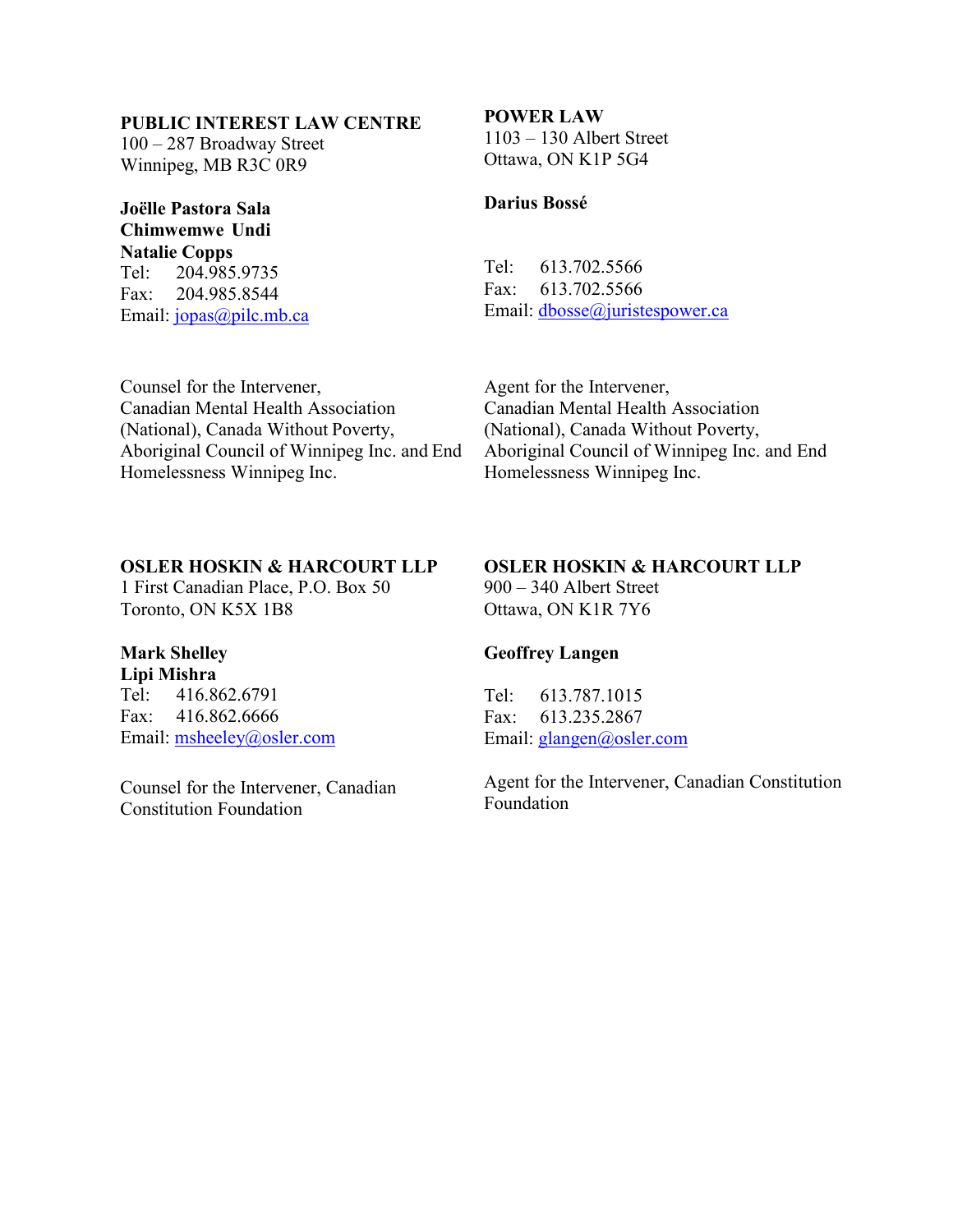**PUBLIC INTEREST LAW CENTRE**
100 – 287 Broadway Street
Winnipeg, MB R3C 0R9

**Joëlle Pastora Sala**
**Chimwemwe Undi**
**Natalie Copps**
Tel: 204.985.9735
Fax: 204.985.8544
Email: jopas@pilc.mb.ca

Counsel for the Intervener, Canadian Mental Health Association (National), Canada Without Poverty, Aboriginal Council of Winnipeg Inc. and End Homelessness Winnipeg Inc.

**POWER LAW**
1103 – 130 Albert Street
Ottawa, ON K1P 5G4

**Darius Bossé**

Tel: 613.702.5566
Fax: 613.702.5566
Email: dbosse@juristespower.ca

Agent for the Intervener, Canadian Mental Health Association (National), Canada Without Poverty, Aboriginal Council of Winnipeg Inc. and End Homelessness Winnipeg Inc.

**OSLER HOSKIN & HARCOURT LLP**
1 First Canadian Place, P.O. Box 50
Toronto, ON K5X 1B8

**Mark Shelley**
**Lipi Mishra**
Tel: 416.862.6791
Fax: 416.862.6666
Email: msheeley@osler.com

Counsel for the Intervener, Canadian Constitution Foundation

**OSLER HOSKIN & HARCOURT LLP**
900 – 340 Albert Street
Ottawa, ON K1R 7Y6

**Geoffrey Langen**

Tel: 613.787.1015
Fax: 613.235.2867
Email: glangen@osler.com

Agent for the Intervener, Canadian Constitution Foundation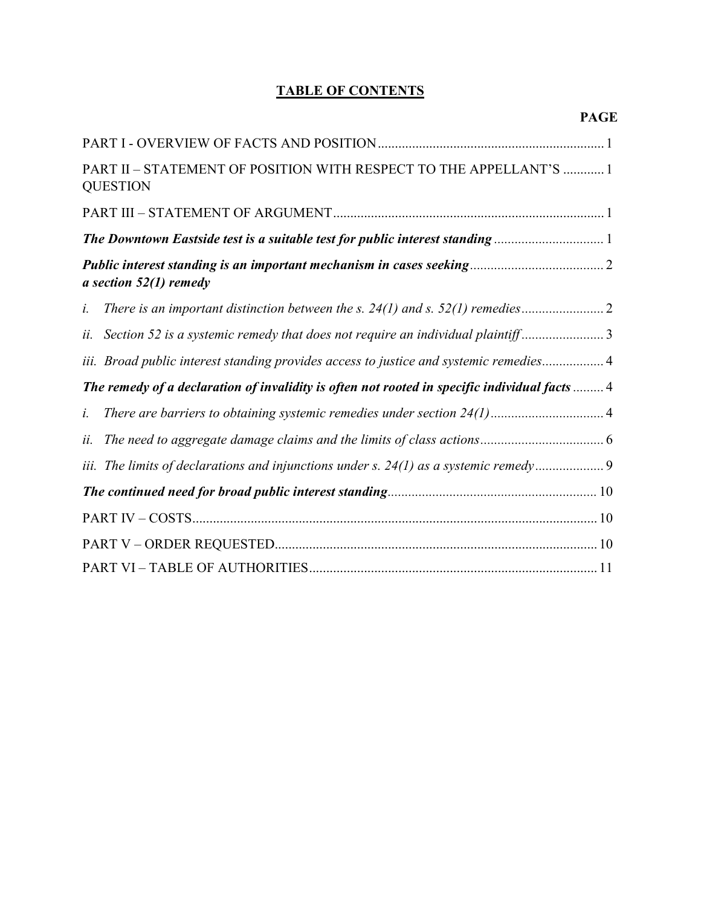# TABLE OF CONTENTS

| | PAGE |
|---|---|
| PART I - OVERVIEW OF FACTS AND POSITION | 1 |
| PART II – STATEMENT OF POSITION WITH RESPECT TO THE APPELLANT'S QUESTION | 1 |
| PART III – STATEMENT OF ARGUMENT | 1 |
| ***The Downtown Eastside test is a suitable test for public interest standing*** | 1 |
| ***Public interest standing is an important mechanism in cases seeking a section 52(1) remedy*** | 2 |
| *i. There is an important distinction between the s. 24(1) and s. 52(1) remedies* | 2 |
| *ii. Section 52 is a systemic remedy that does not require an individual plaintiff* | 3 |
| *iii. Broad public interest standing provides access to justice and systemic remedies* | 4 |
| ***The remedy of a declaration of invalidity is often not rooted in specific individual facts*** | 4 |
| *i. There are barriers to obtaining systemic remedies under section 24(1)* | 4 |
| *ii. The need to aggregate damage claims and the limits of class actions* | 6 |
| *iii. The limits of declarations and injunctions under s. 24(1) as a systemic remedy* | 9 |
| ***The continued need for broad public interest standing*** | 10 |
| PART IV – COSTS | 10 |
| PART V – ORDER REQUESTED | 10 |
| PART VI – TABLE OF AUTHORITIES | 11 |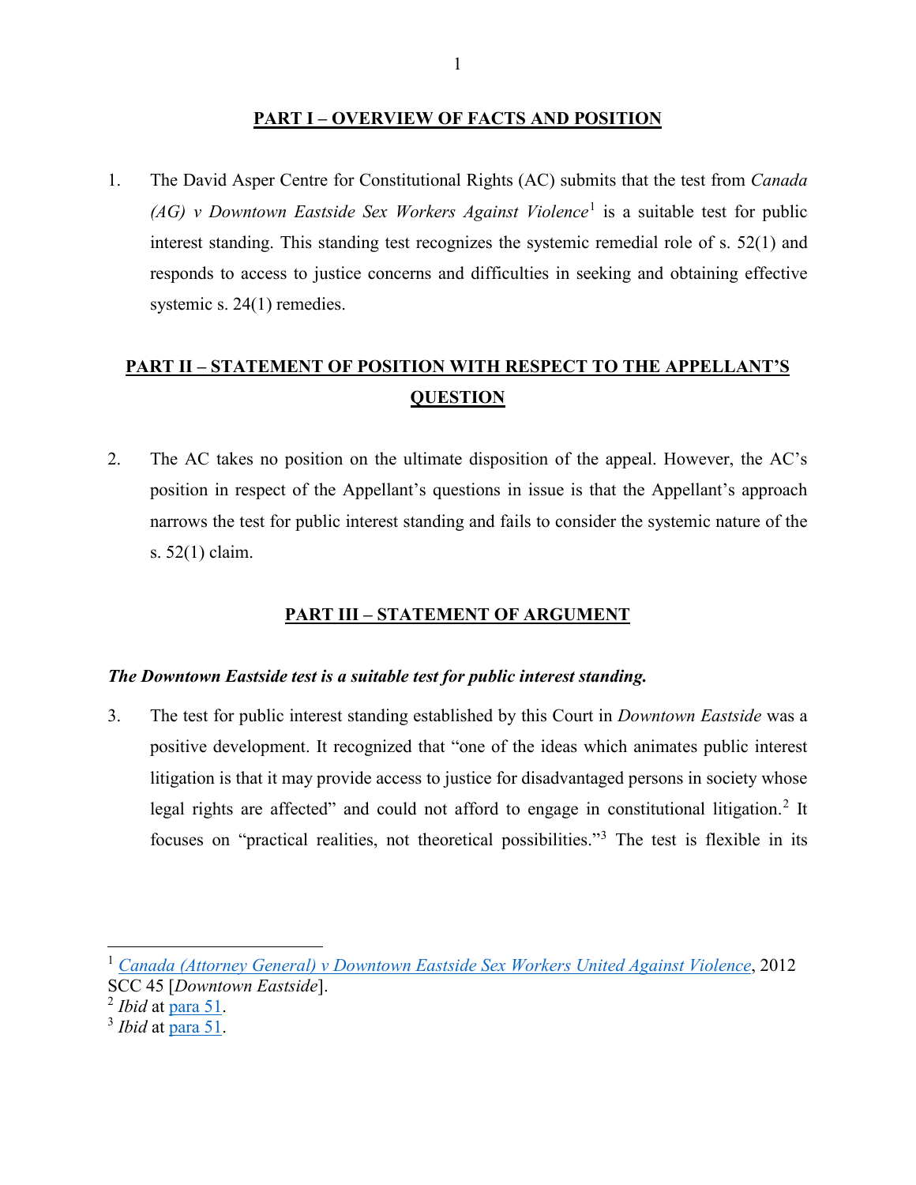## PART I – OVERVIEW OF FACTS AND POSITION

1. The David Asper Centre for Constitutional Rights (AC) submits that the test from *Canada (AG) v Downtown Eastside Sex Workers Against Violence*[1] is a suitable test for public interest standing. This standing test recognizes the systemic remedial role of s. 52(1) and responds to access to justice concerns and difficulties in seeking and obtaining effective systemic s. 24(1) remedies.

## PART II – STATEMENT OF POSITION WITH RESPECT TO THE APPELLANT'S QUESTION

2. The AC takes no position on the ultimate disposition of the appeal. However, the AC's position in respect of the Appellant's questions in issue is that the Appellant's approach narrows the test for public interest standing and fails to consider the systemic nature of the s. 52(1) claim.

## PART III – STATEMENT OF ARGUMENT

### *The Downtown Eastside test is a suitable test for public interest standing.*

3. The test for public interest standing established by this Court in *Downtown Eastside* was a positive development. It recognized that "one of the ideas which animates public interest litigation is that it may provide access to justice for disadvantaged persons in society whose legal rights are affected" and could not afford to engage in constitutional litigation.[2] It focuses on "practical realities, not theoretical possibilities."[3] The test is flexible in its

---

[1] *Canada (Attorney General) v Downtown Eastside Sex Workers United Against Violence*, 2012 SCC 45 [*Downtown Eastside*].

[2] *Ibid* at para 51.

[3] *Ibid* at para 51.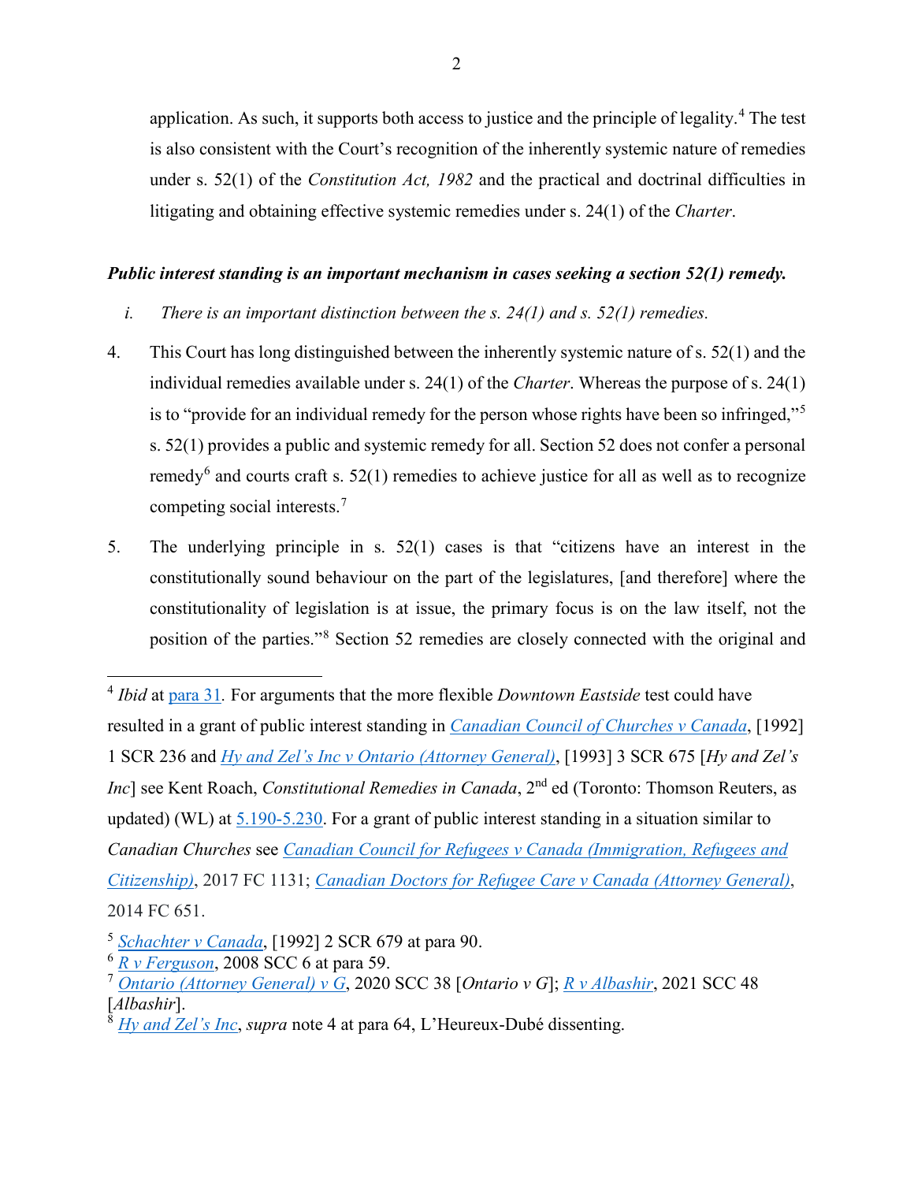application. As such, it supports both access to justice and the principle of legality.[4] The test is also consistent with the Court's recognition of the inherently systemic nature of remedies under s. 52(1) of the *Constitution Act, 1982* and the practical and doctrinal difficulties in litigating and obtaining effective systemic remedies under s. 24(1) of the *Charter*.

***Public interest standing is an important mechanism in cases seeking a section 52(1) remedy.***

*i. There is an important distinction between the s. 24(1) and s. 52(1) remedies.*

4. This Court has long distinguished between the inherently systemic nature of s. 52(1) and the individual remedies available under s. 24(1) of the *Charter*. Whereas the purpose of s. 24(1) is to "provide for an individual remedy for the person whose rights have been so infringed,"[5] s. 52(1) provides a public and systemic remedy for all. Section 52 does not confer a personal remedy[6] and courts craft s. 52(1) remedies to achieve justice for all as well as to recognize competing social interests.[7]

5. The underlying principle in s. 52(1) cases is that "citizens have an interest in the constitutionally sound behaviour on the part of the legislatures, [and therefore] where the constitutionality of legislation is at issue, the primary focus is on the law itself, not the position of the parties."[8] Section 52 remedies are closely connected with the original and

---

[4] *Ibid* at para 31. For arguments that the more flexible *Downtown Eastside* test could have resulted in a grant of public interest standing in *Canadian Council of Churches v Canada*, [1992] 1 SCR 236 and *Hy and Zel's Inc v Ontario (Attorney General)*, [1993] 3 SCR 675 [*Hy and Zel's Inc*] see Kent Roach, *Constitutional Remedies in Canada*, 2nd ed (Toronto: Thomson Reuters, as updated) (WL) at 5.190-5.230. For a grant of public interest standing in a situation similar to *Canadian Churches* see *Canadian Council for Refugees v Canada (Immigration, Refugees and Citizenship)*, 2017 FC 1131; *Canadian Doctors for Refugee Care v Canada (Attorney General)*, 2014 FC 651.

[5] *Schachter v Canada*, [1992] 2 SCR 679 at para 90.

[6] *R v Ferguson*, 2008 SCC 6 at para 59.

[7] *Ontario (Attorney General) v G*, 2020 SCC 38 [*Ontario v G*]; *R v Albashir*, 2021 SCC 48 [*Albashir*].

[8] *Hy and Zel's Inc*, *supra* note 4 at para 64, L'Heureux-Dubé dissenting.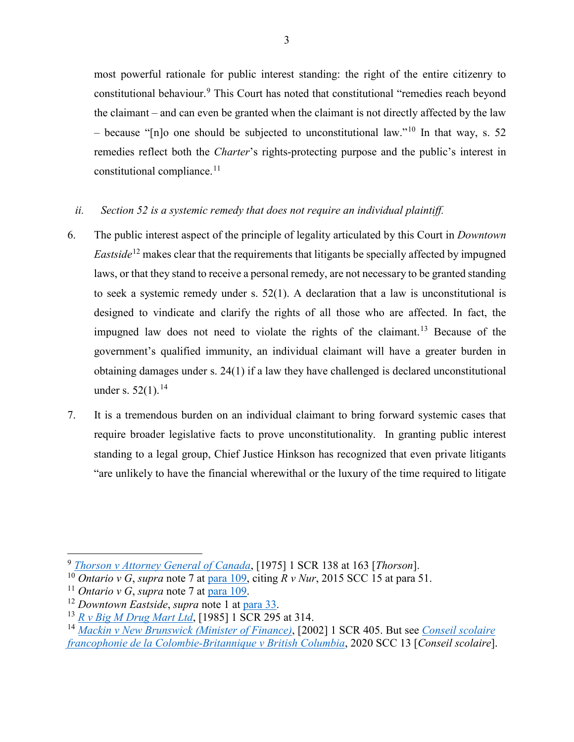most powerful rationale for public interest standing: the right of the entire citizenry to constitutional behaviour.[9] This Court has noted that constitutional "remedies reach beyond the claimant – and can even be granted when the claimant is not directly affected by the law – because "[n]o one should be subjected to unconstitutional law."[10] In that way, s. 52 remedies reflect both the *Charter*'s rights-protecting purpose and the public's interest in constitutional compliance.[11]

*ii. Section 52 is a systemic remedy that does not require an individual plaintiff.*

6. The public interest aspect of the principle of legality articulated by this Court in *Downtown Eastside*[12] makes clear that the requirements that litigants be specially affected by impugned laws, or that they stand to receive a personal remedy, are not necessary to be granted standing to seek a systemic remedy under s. 52(1). A declaration that a law is unconstitutional is designed to vindicate and clarify the rights of all those who are affected. In fact, the impugned law does not need to violate the rights of the claimant.[13] Because of the government's qualified immunity, an individual claimant will have a greater burden in obtaining damages under s. 24(1) if a law they have challenged is declared unconstitutional under s. 52(1).[14]

7. It is a tremendous burden on an individual claimant to bring forward systemic cases that require broader legislative facts to prove unconstitutionality. In granting public interest standing to a legal group, Chief Justice Hinkson has recognized that even private litigants "are unlikely to have the financial wherewithal or the luxury of the time required to litigate

---

[9] *Thorson v Attorney General of Canada*, [1975] 1 SCR 138 at 163 [*Thorson*].

[10] *Ontario v G*, *supra* note 7 at para 109, citing *R v Nur*, 2015 SCC 15 at para 51.

[11] *Ontario v G*, *supra* note 7 at para 109.

[12] *Downtown Eastside*, *supra* note 1 at para 33.

[13] *R v Big M Drug Mart Ltd*, [1985] 1 SCR 295 at 314.

[14] *Mackin v New Brunswick (Minister of Finance)*, [2002] 1 SCR 405. But see *Conseil scolaire francophonie de la Colombie-Britannique v British Columbia*, 2020 SCC 13 [*Conseil scolaire*].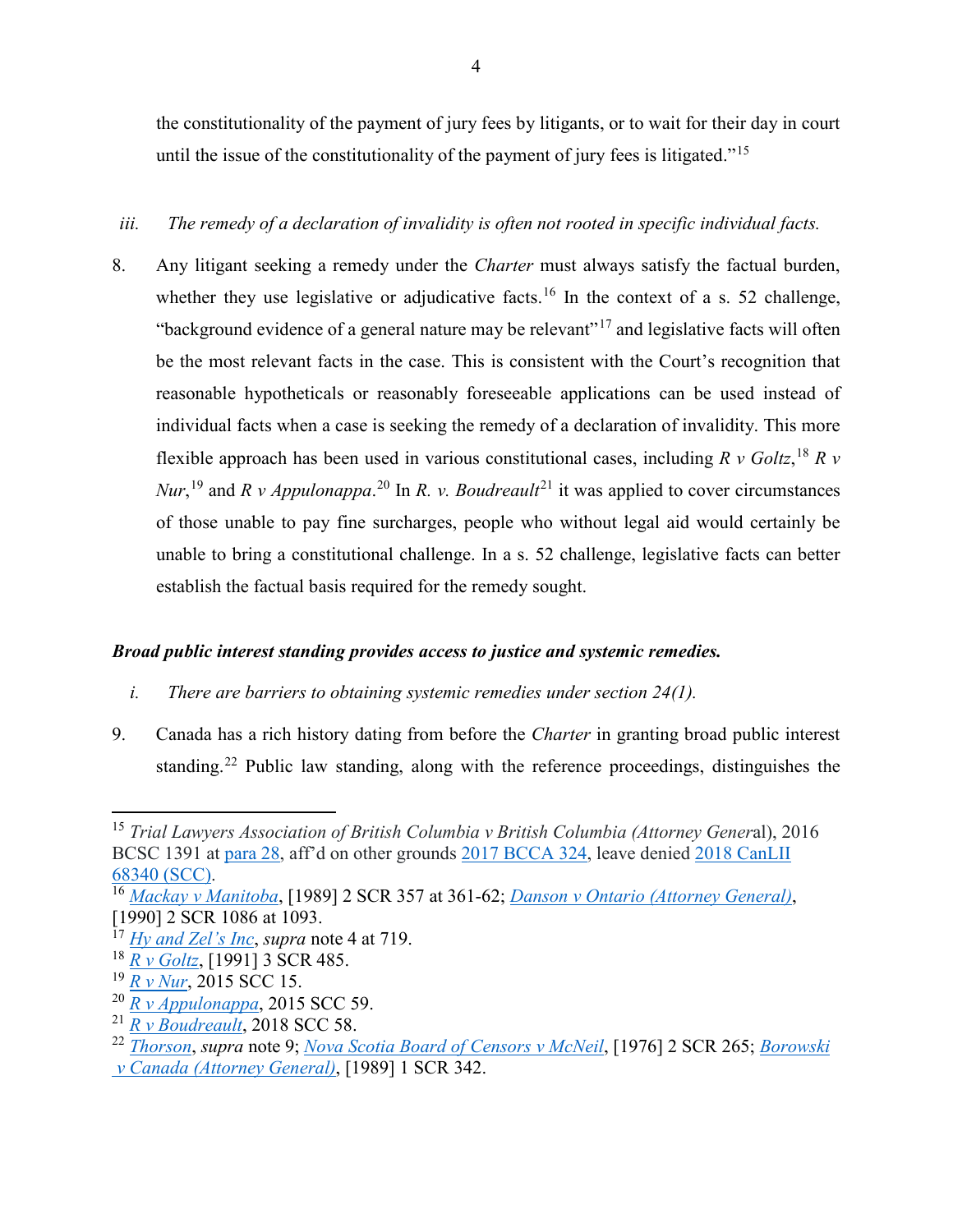the constitutionality of the payment of jury fees by litigants, or to wait for their day in court until the issue of the constitutionality of the payment of jury fees is litigated."[15]

*iii. The remedy of a declaration of invalidity is often not rooted in specific individual facts.*

8. Any litigant seeking a remedy under the *Charter* must always satisfy the factual burden, whether they use legislative or adjudicative facts.[16] In the context of a s. 52 challenge, "background evidence of a general nature may be relevant"[17] and legislative facts will often be the most relevant facts in the case. This is consistent with the Court's recognition that reasonable hypotheticals or reasonably foreseeable applications can be used instead of individual facts when a case is seeking the remedy of a declaration of invalidity. This more flexible approach has been used in various constitutional cases, including *R v Goltz*,[18] *R v Nur*,[19] and *R v Appulonappa*.[20] In *R. v. Boudreault*[21] it was applied to cover circumstances of those unable to pay fine surcharges, people who without legal aid would certainly be unable to bring a constitutional challenge. In a s. 52 challenge, legislative facts can better establish the factual basis required for the remedy sought.

***Broad public interest standing provides access to justice and systemic remedies.***

*i. There are barriers to obtaining systemic remedies under section 24(1).*

9. Canada has a rich history dating from before the *Charter* in granting broad public interest standing.[22] Public law standing, along with the reference proceedings, distinguishes the

---

[15] *Trial Lawyers Association of British Columbia v British Columbia (Attorney General)*, 2016 BCSC 1391 at para 28, aff'd on other grounds 2017 BCCA 324, leave denied 2018 CanLII 68340 (SCC).

[16] *Mackay v Manitoba*, [1989] 2 SCR 357 at 361-62; *Danson v Ontario (Attorney General)*, [1990] 2 SCR 1086 at 1093.

[17] *Hy and Zel's Inc*, *supra* note 4 at 719.

[18] *R v Goltz*, [1991] 3 SCR 485.

[19] *R v Nur*, 2015 SCC 15.

[20] *R v Appulonappa*, 2015 SCC 59.

[21] *R v Boudreault*, 2018 SCC 58.

[22] *Thorson*, *supra* note 9; *Nova Scotia Board of Censors v McNeil*, [1976] 2 SCR 265; *Borowski v Canada (Attorney General)*, [1989] 1 SCR 342.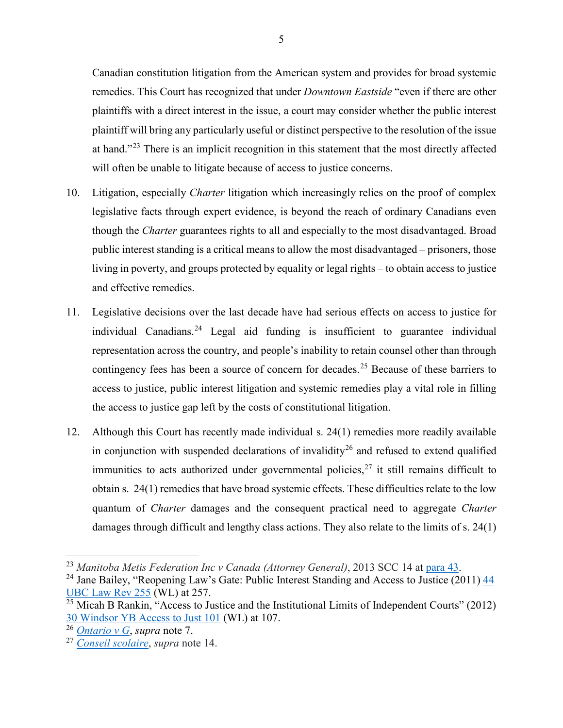Canadian constitution litigation from the American system and provides for broad systemic remedies. This Court has recognized that under *Downtown Eastside* "even if there are other plaintiffs with a direct interest in the issue, a court may consider whether the public interest plaintiff will bring any particularly useful or distinct perspective to the resolution of the issue at hand."[23] There is an implicit recognition in this statement that the most directly affected will often be unable to litigate because of access to justice concerns.

10. Litigation, especially *Charter* litigation which increasingly relies on the proof of complex legislative facts through expert evidence, is beyond the reach of ordinary Canadians even though the *Charter* guarantees rights to all and especially to the most disadvantaged. Broad public interest standing is a critical means to allow the most disadvantaged – prisoners, those living in poverty, and groups protected by equality or legal rights – to obtain access to justice and effective remedies.

11. Legislative decisions over the last decade have had serious effects on access to justice for individual Canadians.[24] Legal aid funding is insufficient to guarantee individual representation across the country, and people's inability to retain counsel other than through contingency fees has been a source of concern for decades.[25] Because of these barriers to access to justice, public interest litigation and systemic remedies play a vital role in filling the access to justice gap left by the costs of constitutional litigation.

12. Although this Court has recently made individual s. 24(1) remedies more readily available in conjunction with suspended declarations of invalidity[26] and refused to extend qualified immunities to acts authorized under governmental policies,[27] it still remains difficult to obtain s. 24(1) remedies that have broad systemic effects. These difficulties relate to the low quantum of *Charter* damages and the consequent practical need to aggregate *Charter* damages through difficult and lengthy class actions. They also relate to the limits of s. 24(1)

---

[23] *Manitoba Metis Federation Inc v Canada (Attorney General)*, 2013 SCC 14 at para 43.

[24] Jane Bailey, "Reopening Law's Gate: Public Interest Standing and Access to Justice (2011) 44 UBC Law Rev 255 (WL) at 257.

[25] Micah B Rankin, "Access to Justice and the Institutional Limits of Independent Courts" (2012) 30 Windsor YB Access to Just 101 (WL) at 107.

[26] *Ontario v G*, *supra* note 7.

[27] *Conseil scolaire*, *supra* note 14.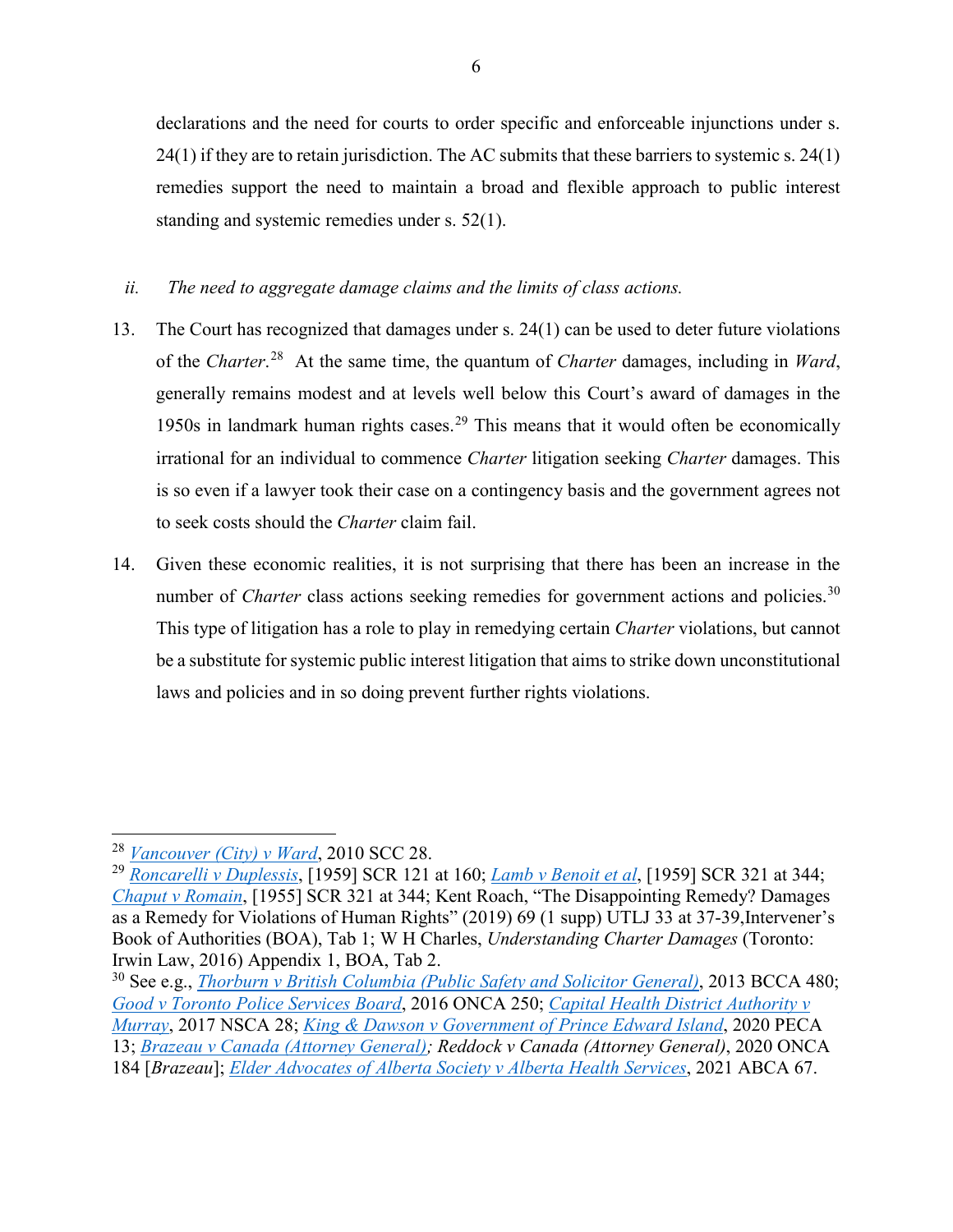declarations and the need for courts to order specific and enforceable injunctions under s. 24(1) if they are to retain jurisdiction. The AC submits that these barriers to systemic s. 24(1) remedies support the need to maintain a broad and flexible approach to public interest standing and systemic remedies under s. 52(1).

*ii. The need to aggregate damage claims and the limits of class actions.*

13. The Court has recognized that damages under s. 24(1) can be used to deter future violations of the *Charter*.[28] At the same time, the quantum of *Charter* damages, including in *Ward*, generally remains modest and at levels well below this Court's award of damages in the 1950s in landmark human rights cases.[29] This means that it would often be economically irrational for an individual to commence *Charter* litigation seeking *Charter* damages. This is so even if a lawyer took their case on a contingency basis and the government agrees not to seek costs should the *Charter* claim fail.

14. Given these economic realities, it is not surprising that there has been an increase in the number of *Charter* class actions seeking remedies for government actions and policies.[30] This type of litigation has a role to play in remedying certain *Charter* violations, but cannot be a substitute for systemic public interest litigation that aims to strike down unconstitutional laws and policies and in so doing prevent further rights violations.

---

[28] *Vancouver (City) v Ward*, 2010 SCC 28.

[29] *Roncarelli v Duplessis*, [1959] SCR 121 at 160; *Lamb v Benoit et al*, [1959] SCR 321 at 344; *Chaput v Romain*, [1955] SCR 321 at 344; Kent Roach, "The Disappointing Remedy? Damages as a Remedy for Violations of Human Rights" (2019) 69 (1 supp) UTLJ 33 at 37-39,Intervener's Book of Authorities (BOA), Tab 1; W H Charles, *Understanding Charter Damages* (Toronto: Irwin Law, 2016) Appendix 1, BOA, Tab 2.

[30] See e.g., *Thorburn v British Columbia (Public Safety and Solicitor General)*, 2013 BCCA 480; *Good v Toronto Police Services Board*, 2016 ONCA 250; *Capital Health District Authority v Murray*, 2017 NSCA 28; *King & Dawson v Government of Prince Edward Island*, 2020 PECA 13; *Brazeau v Canada (Attorney General); Reddock v Canada (Attorney General)*, 2020 ONCA 184 [*Brazeau*]; *Elder Advocates of Alberta Society v Alberta Health Services*, 2021 ABCA 67.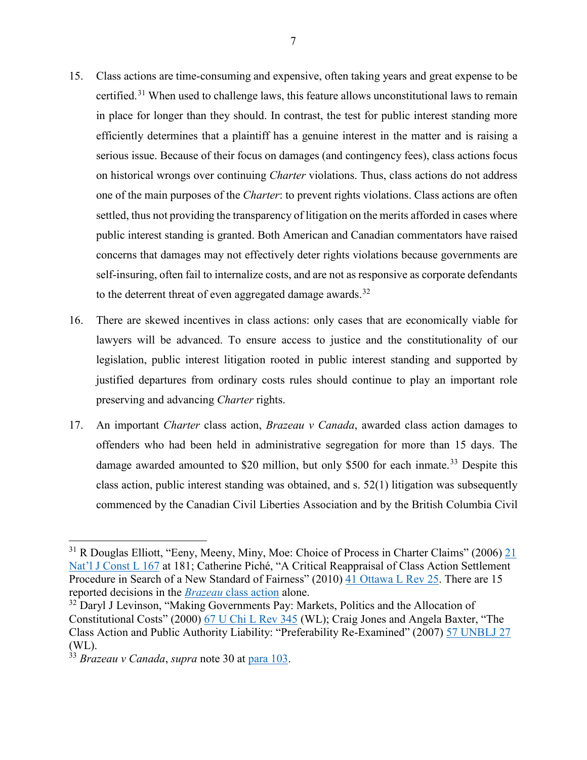15. Class actions are time-consuming and expensive, often taking years and great expense to be certified.[31] When used to challenge laws, this feature allows unconstitutional laws to remain in place for longer than they should. In contrast, the test for public interest standing more efficiently determines that a plaintiff has a genuine interest in the matter and is raising a serious issue. Because of their focus on damages (and contingency fees), class actions focus on historical wrongs over continuing *Charter* violations. Thus, class actions do not address one of the main purposes of the *Charter*: to prevent rights violations. Class actions are often settled, thus not providing the transparency of litigation on the merits afforded in cases where public interest standing is granted. Both American and Canadian commentators have raised concerns that damages may not effectively deter rights violations because governments are self-insuring, often fail to internalize costs, and are not as responsive as corporate defendants to the deterrent threat of even aggregated damage awards.[32]

16. There are skewed incentives in class actions: only cases that are economically viable for lawyers will be advanced. To ensure access to justice and the constitutionality of our legislation, public interest litigation rooted in public interest standing and supported by justified departures from ordinary costs rules should continue to play an important role preserving and advancing *Charter* rights.

17. An important *Charter* class action, *Brazeau v Canada*, awarded class action damages to offenders who had been held in administrative segregation for more than 15 days. The damage awarded amounted to $20 million, but only $500 for each inmate.[33] Despite this class action, public interest standing was obtained, and s. 52(1) litigation was subsequently commenced by the Canadian Civil Liberties Association and by the British Columbia Civil

---

[31] R Douglas Elliott, "Eeny, Meeny, Miny, Moe: Choice of Process in Charter Claims" (2006) 21 Nat'l J Const L 167 at 181; Catherine Piché, "A Critical Reappraisal of Class Action Settlement Procedure in Search of a New Standard of Fairness" (2010) 41 Ottawa L Rev 25. There are 15 reported decisions in the *Brazeau* class action alone.

[32] Daryl J Levinson, "Making Governments Pay: Markets, Politics and the Allocation of Constitutional Costs" (2000) 67 U Chi L Rev 345 (WL); Craig Jones and Angela Baxter, "The Class Action and Public Authority Liability: "Preferability Re-Examined" (2007) 57 UNBLJ 27 (WL).

[33] *Brazeau v Canada*, *supra* note 30 at para 103.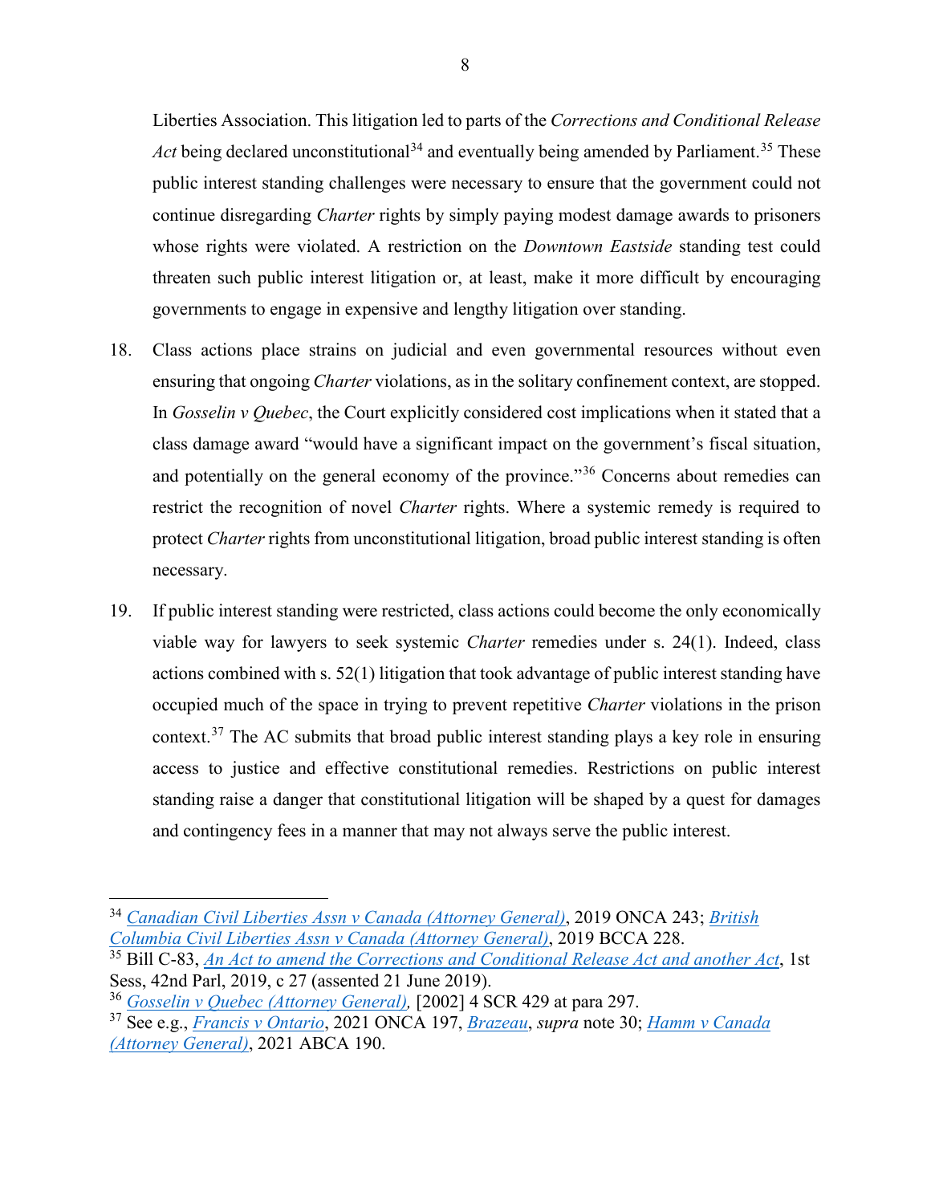Liberties Association. This litigation led to parts of the *Corrections and Conditional Release Act* being declared unconstitutional[34] and eventually being amended by Parliament.[35] These public interest standing challenges were necessary to ensure that the government could not continue disregarding *Charter* rights by simply paying modest damage awards to prisoners whose rights were violated. A restriction on the *Downtown Eastside* standing test could threaten such public interest litigation or, at least, make it more difficult by encouraging governments to engage in expensive and lengthy litigation over standing.

18. Class actions place strains on judicial and even governmental resources without even ensuring that ongoing *Charter* violations, as in the solitary confinement context, are stopped. In *Gosselin v Quebec*, the Court explicitly considered cost implications when it stated that a class damage award "would have a significant impact on the government's fiscal situation, and potentially on the general economy of the province."[36] Concerns about remedies can restrict the recognition of novel *Charter* rights. Where a systemic remedy is required to protect *Charter* rights from unconstitutional litigation, broad public interest standing is often necessary.

19. If public interest standing were restricted, class actions could become the only economically viable way for lawyers to seek systemic *Charter* remedies under s. 24(1). Indeed, class actions combined with s. 52(1) litigation that took advantage of public interest standing have occupied much of the space in trying to prevent repetitive *Charter* violations in the prison context.[37] The AC submits that broad public interest standing plays a key role in ensuring access to justice and effective constitutional remedies. Restrictions on public interest standing raise a danger that constitutional litigation will be shaped by a quest for damages and contingency fees in a manner that may not always serve the public interest.

---

[34] *Canadian Civil Liberties Assn v Canada (Attorney General)*, 2019 ONCA 243; *British Columbia Civil Liberties Assn v Canada (Attorney General)*, 2019 BCCA 228.

[35] Bill C-83, *An Act to amend the Corrections and Conditional Release Act and another Act*, 1st Sess, 42nd Parl, 2019, c 27 (assented 21 June 2019).

[36] *Gosselin v Quebec (Attorney General),* [2002] 4 SCR 429 at para 297.

[37] See e.g., *Francis v Ontario*, 2021 ONCA 197, *Brazeau*, *supra* note 30; *Hamm v Canada (Attorney General)*, 2021 ABCA 190.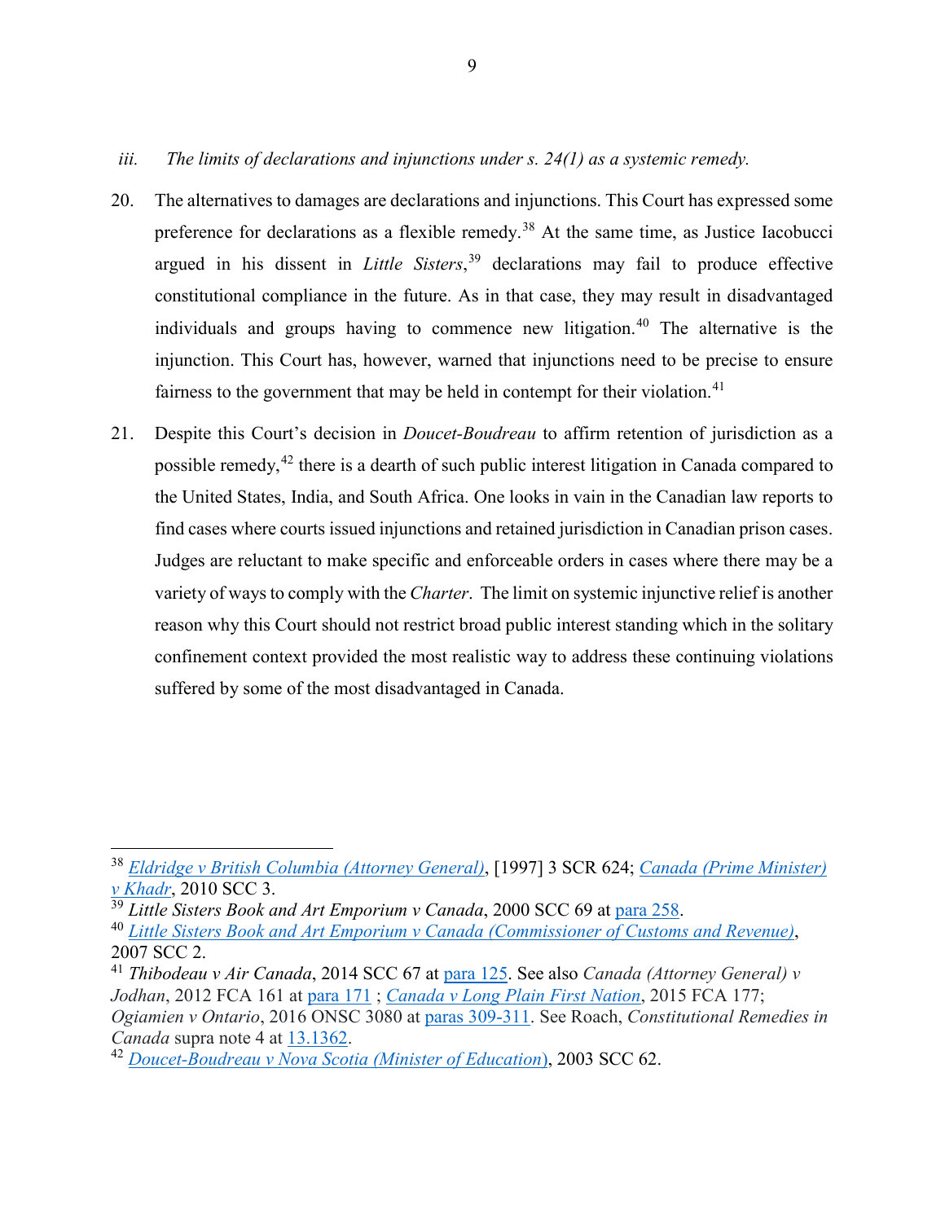*iii. The limits of declarations and injunctions under s. 24(1) as a systemic remedy.*

20. The alternatives to damages are declarations and injunctions. This Court has expressed some preference for declarations as a flexible remedy.[38] At the same time, as Justice Iacobucci argued in his dissent in *Little Sisters*,[39] declarations may fail to produce effective constitutional compliance in the future. As in that case, they may result in disadvantaged individuals and groups having to commence new litigation.[40] The alternative is the injunction. This Court has, however, warned that injunctions need to be precise to ensure fairness to the government that may be held in contempt for their violation.[41]

21. Despite this Court's decision in *Doucet-Boudreau* to affirm retention of jurisdiction as a possible remedy,[42] there is a dearth of such public interest litigation in Canada compared to the United States, India, and South Africa. One looks in vain in the Canadian law reports to find cases where courts issued injunctions and retained jurisdiction in Canadian prison cases. Judges are reluctant to make specific and enforceable orders in cases where there may be a variety of ways to comply with the *Charter*. The limit on systemic injunctive relief is another reason why this Court should not restrict broad public interest standing which in the solitary confinement context provided the most realistic way to address these continuing violations suffered by some of the most disadvantaged in Canada.

---

[38] *Eldridge v British Columbia (Attorney General)*, [1997] 3 SCR 624; *Canada (Prime Minister) v Khadr*, 2010 SCC 3.

[39] *Little Sisters Book and Art Emporium v Canada*, 2000 SCC 69 at para 258.

[40] *Little Sisters Book and Art Emporium v Canada (Commissioner of Customs and Revenue)*, 2007 SCC 2.

[41] *Thibodeau v Air Canada*, 2014 SCC 67 at para 125. See also *Canada (Attorney General) v Jodhan*, 2012 FCA 161 at para 171 ; *Canada v Long Plain First Nation*, 2015 FCA 177; *Ogiamien v Ontario*, 2016 ONSC 3080 at paras 309-311. See Roach, *Constitutional Remedies in Canada* supra note 4 at 13.1362.

[42] *Doucet-Boudreau v Nova Scotia (Minister of Education)*, 2003 SCC 62.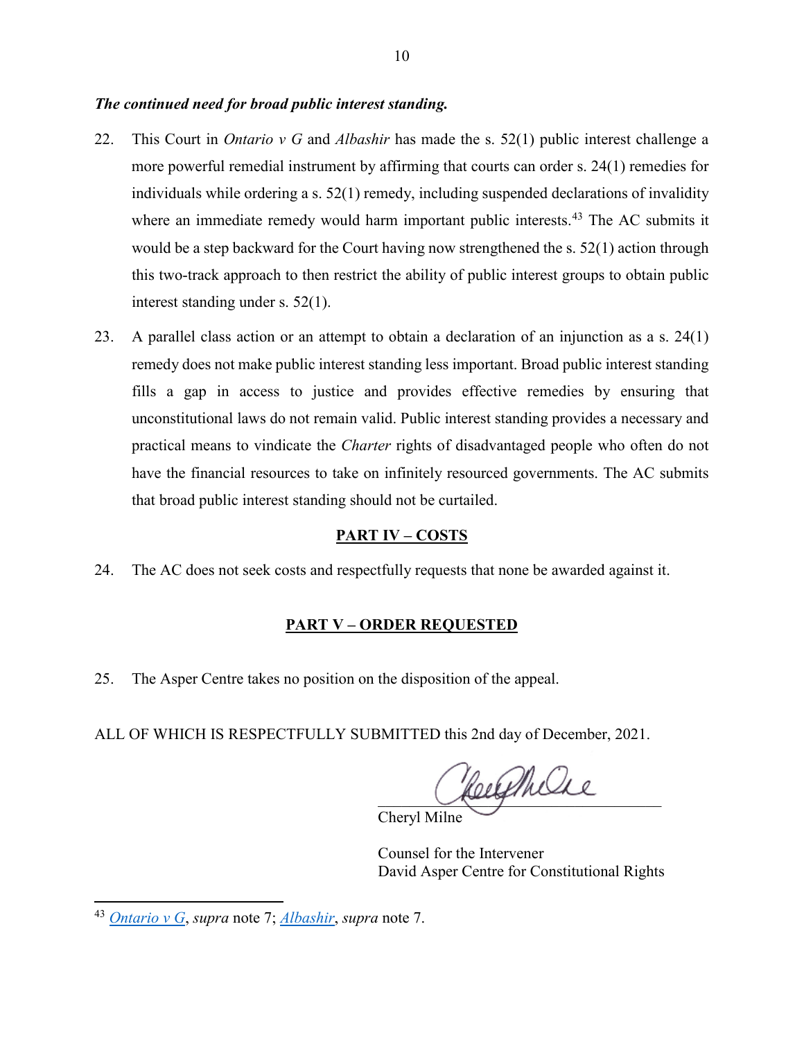***The continued need for broad public interest standing.***

22. This Court in *Ontario v G* and *Albashir* has made the s. 52(1) public interest challenge a more powerful remedial instrument by affirming that courts can order s. 24(1) remedies for individuals while ordering a s. 52(1) remedy, including suspended declarations of invalidity where an immediate remedy would harm important public interests.[43] The AC submits it would be a step backward for the Court having now strengthened the s. 52(1) action through this two-track approach to then restrict the ability of public interest groups to obtain public interest standing under s. 52(1).

23. A parallel class action or an attempt to obtain a declaration of an injunction as a s. 24(1) remedy does not make public interest standing less important. Broad public interest standing fills a gap in access to justice and provides effective remedies by ensuring that unconstitutional laws do not remain valid. Public interest standing provides a necessary and practical means to vindicate the *Charter* rights of disadvantaged people who often do not have the financial resources to take on infinitely resourced governments. The AC submits that broad public interest standing should not be curtailed.

## PART IV – COSTS

24. The AC does not seek costs and respectfully requests that none be awarded against it.

## PART V – ORDER REQUESTED

25. The Asper Centre takes no position on the disposition of the appeal.

ALL OF WHICH IS RESPECTFULLY SUBMITTED this 2nd day of December, 2021.

Cheryl Milne

Counsel for the Intervener
David Asper Centre for Constitutional Rights

---

[43] *Ontario v G*, *supra* note 7; *Albashir*, *supra* note 7.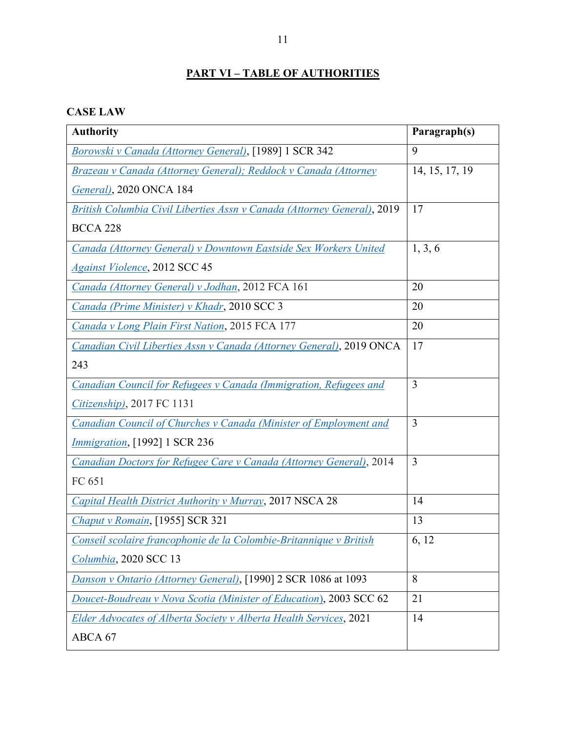## PART VI – TABLE OF AUTHORITIES

### CASE LAW

| Authority | Paragraph(s) |
| --- | --- |
| *Borowski v Canada (Attorney General)*, [1989] 1 SCR 342 | 9 |
| *Brazeau v Canada (Attorney General); Reddock v Canada (Attorney General)*, 2020 ONCA 184 | 14, 15, 17, 19 |
| *British Columbia Civil Liberties Assn v Canada (Attorney General)*, 2019 BCCA 228 | 17 |
| *Canada (Attorney General) v Downtown Eastside Sex Workers United Against Violence*, 2012 SCC 45 | 1, 3, 6 |
| *Canada (Attorney General) v Jodhan*, 2012 FCA 161 | 20 |
| *Canada (Prime Minister) v Khadr*, 2010 SCC 3 | 20 |
| *Canada v Long Plain First Nation*, 2015 FCA 177 | 20 |
| *Canadian Civil Liberties Assn v Canada (Attorney General)*, 2019 ONCA 243 | 17 |
| *Canadian Council for Refugees v Canada (Immigration, Refugees and Citizenship)*, 2017 FC 1131 | 3 |
| *Canadian Council of Churches v Canada (Minister of Employment and Immigration*, [1992] 1 SCR 236 | 3 |
| *Canadian Doctors for Refugee Care v Canada (Attorney General)*, 2014 FC 651 | 3 |
| *Capital Health District Authority v Murray*, 2017 NSCA 28 | 14 |
| *Chaput v Romain*, [1955] SCR 321 | 13 |
| *Conseil scolaire francophonie de la Colombie-Britannique v British Columbia*, 2020 SCC 13 | 6, 12 |
| *Danson v Ontario (Attorney General)*, [1990] 2 SCR 1086 at 1093 | 8 |
| *Doucet-Boudreau v Nova Scotia (Minister of Education)*, 2003 SCC 62 | 21 |
| *Elder Advocates of Alberta Society v Alberta Health Services*, 2021 ABCA 67 | 14 |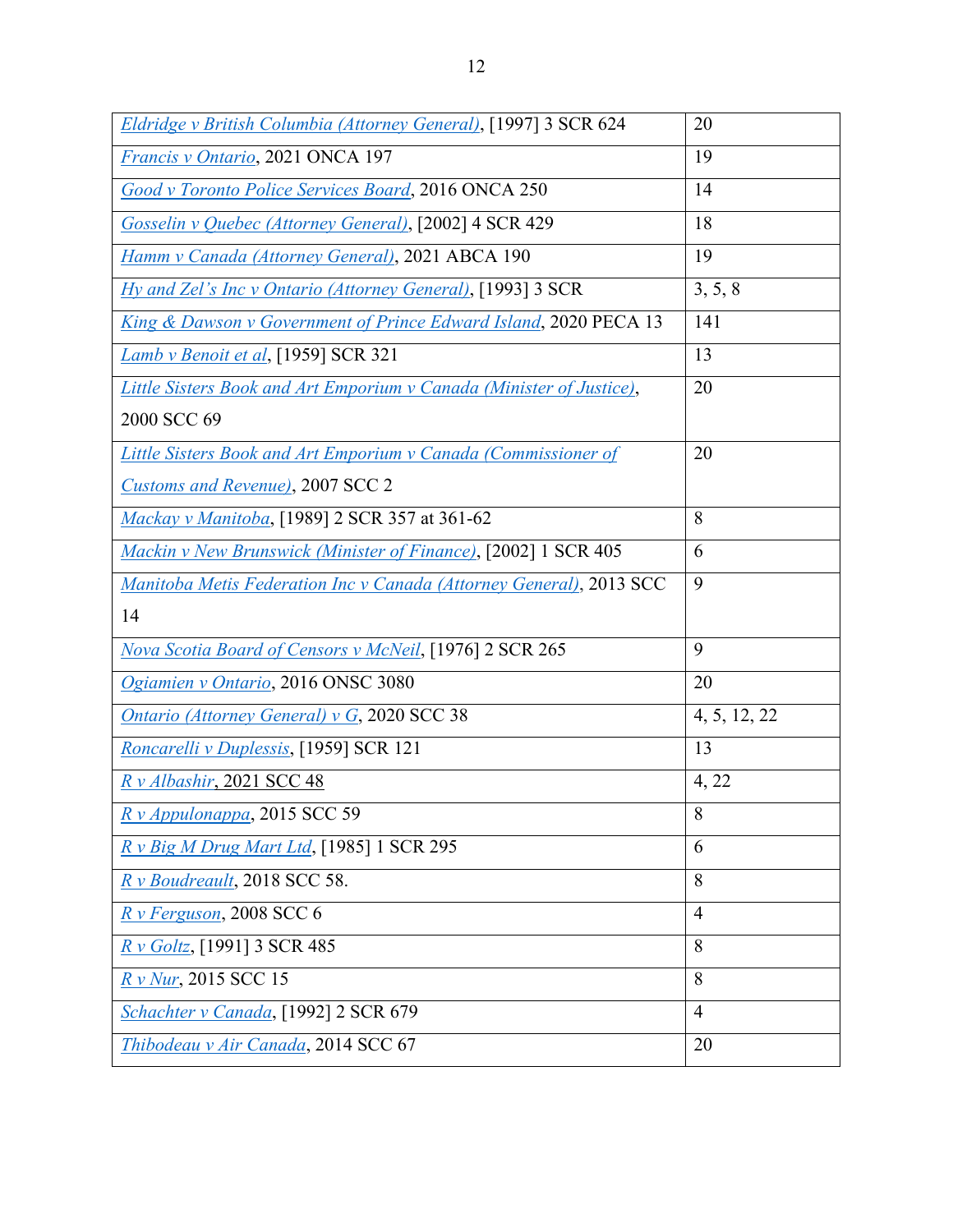| | |
|---|---|
| *Eldridge v British Columbia (Attorney General)*, [1997] 3 SCR 624 | 20 |
| *Francis v Ontario*, 2021 ONCA 197 | 19 |
| *Good v Toronto Police Services Board*, 2016 ONCA 250 | 14 |
| *Gosselin v Quebec (Attorney General)*, [2002] 4 SCR 429 | 18 |
| *Hamm v Canada (Attorney General)*, 2021 ABCA 190 | 19 |
| *Hy and Zel's Inc v Ontario (Attorney General)*, [1993] 3 SCR | 3, 5, 8 |
| *King & Dawson v Government of Prince Edward Island*, 2020 PECA 13 | 141 |
| *Lamb v Benoit et al*, [1959] SCR 321 | 13 |
| *Little Sisters Book and Art Emporium v Canada (Minister of Justice)*, 2000 SCC 69 | 20 |
| *Little Sisters Book and Art Emporium v Canada (Commissioner of Customs and Revenue)*, 2007 SCC 2 | 20 |
| *Mackay v Manitoba*, [1989] 2 SCR 357 at 361-62 | 8 |
| *Mackin v New Brunswick (Minister of Finance)*, [2002] 1 SCR 405 | 6 |
| *Manitoba Metis Federation Inc v Canada (Attorney General)*, 2013 SCC 14 | 9 |
| *Nova Scotia Board of Censors v McNeil*, [1976] 2 SCR 265 | 9 |
| *Ogiamien v Ontario*, 2016 ONSC 3080 | 20 |
| *Ontario (Attorney General) v G*, 2020 SCC 38 | 4, 5, 12, 22 |
| *Roncarelli v Duplessis*, [1959] SCR 121 | 13 |
| *R v Albashir*, 2021 SCC 48 | 4, 22 |
| *R v Appulonappa*, 2015 SCC 59 | 8 |
| *R v Big M Drug Mart Ltd*, [1985] 1 SCR 295 | 6 |
| *R v Boudreault*, 2018 SCC 58. | 8 |
| *R v Ferguson*, 2008 SCC 6 | 4 |
| *R v Goltz*, [1991] 3 SCR 485 | 8 |
| *R v Nur*, 2015 SCC 15 | 8 |
| *Schachter v Canada*, [1992] 2 SCR 679 | 4 |
| *Thibodeau v Air Canada*, 2014 SCC 67 | 20 |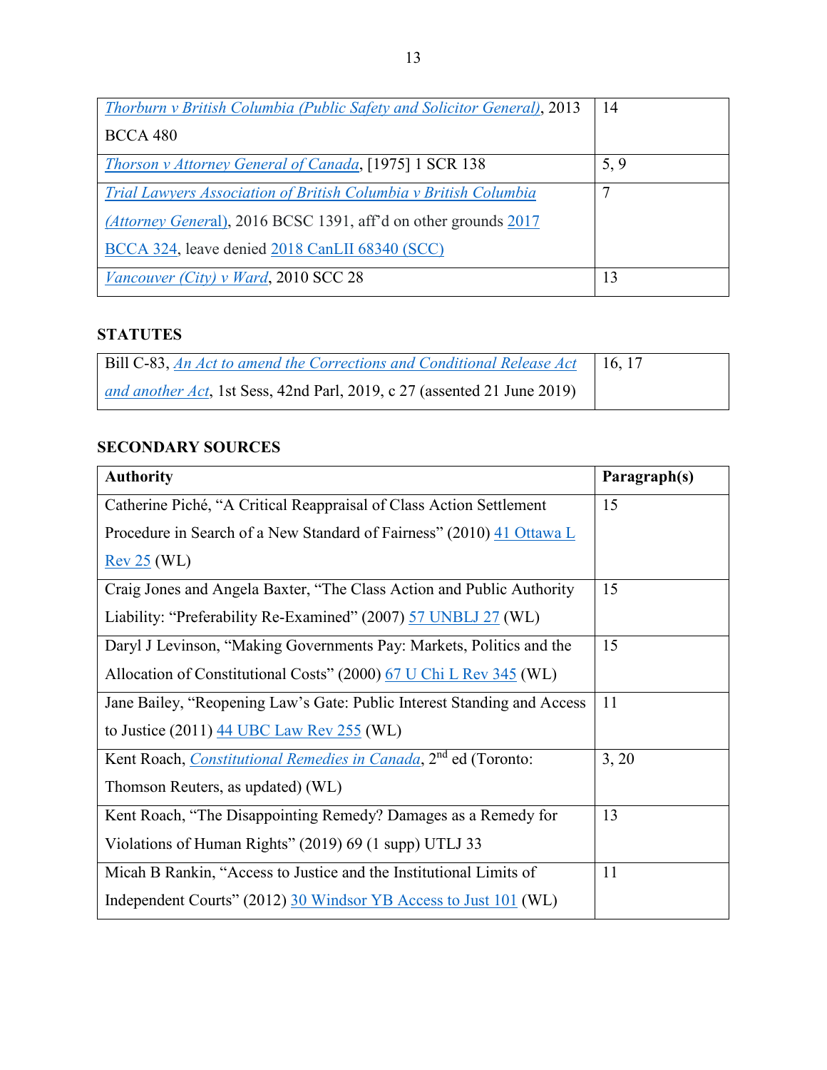| | |
|---|---|
| *Thorburn v British Columbia (Public Safety and Solicitor General)*, 2013 BCCA 480 | 14 |
| *Thorson v Attorney General of Canada*, [1975] 1 SCR 138 | 5, 9 |
| *Trial Lawyers Association of British Columbia v British Columbia (Attorney General)*, 2016 BCSC 1391, aff'd on other grounds 2017 BCCA 324, leave denied 2018 CanLII 68340 (SCC) | 7 |
| *Vancouver (City) v Ward*, 2010 SCC 28 | 13 |

## STATUTES

| | |
|---|---|
| Bill C-83, *An Act to amend the Corrections and Conditional Release Act and another Act*, 1st Sess, 42nd Parl, 2019, c 27 (assented 21 June 2019) | 16, 17 |

## SECONDARY SOURCES

| Authority | Paragraph(s) |
|---|---|
| Catherine Piché, "A Critical Reappraisal of Class Action Settlement Procedure in Search of a New Standard of Fairness" (2010) 41 Ottawa L Rev 25 (WL) | 15 |
| Craig Jones and Angela Baxter, "The Class Action and Public Authority Liability: "Preferability Re-Examined" (2007) 57 UNBLJ 27 (WL) | 15 |
| Daryl J Levinson, "Making Governments Pay: Markets, Politics and the Allocation of Constitutional Costs" (2000) 67 U Chi L Rev 345 (WL) | 15 |
| Jane Bailey, "Reopening Law's Gate: Public Interest Standing and Access to Justice (2011) 44 UBC Law Rev 255 (WL) | 11 |
| Kent Roach, *Constitutional Remedies in Canada*, 2nd ed (Toronto: Thomson Reuters, as updated) (WL) | 3, 20 |
| Kent Roach, "The Disappointing Remedy? Damages as a Remedy for Violations of Human Rights" (2019) 69 (1 supp) UTLJ 33 | 13 |
| Micah B Rankin, "Access to Justice and the Institutional Limits of Independent Courts" (2012) 30 Windsor YB Access to Just 101 (WL) | 11 |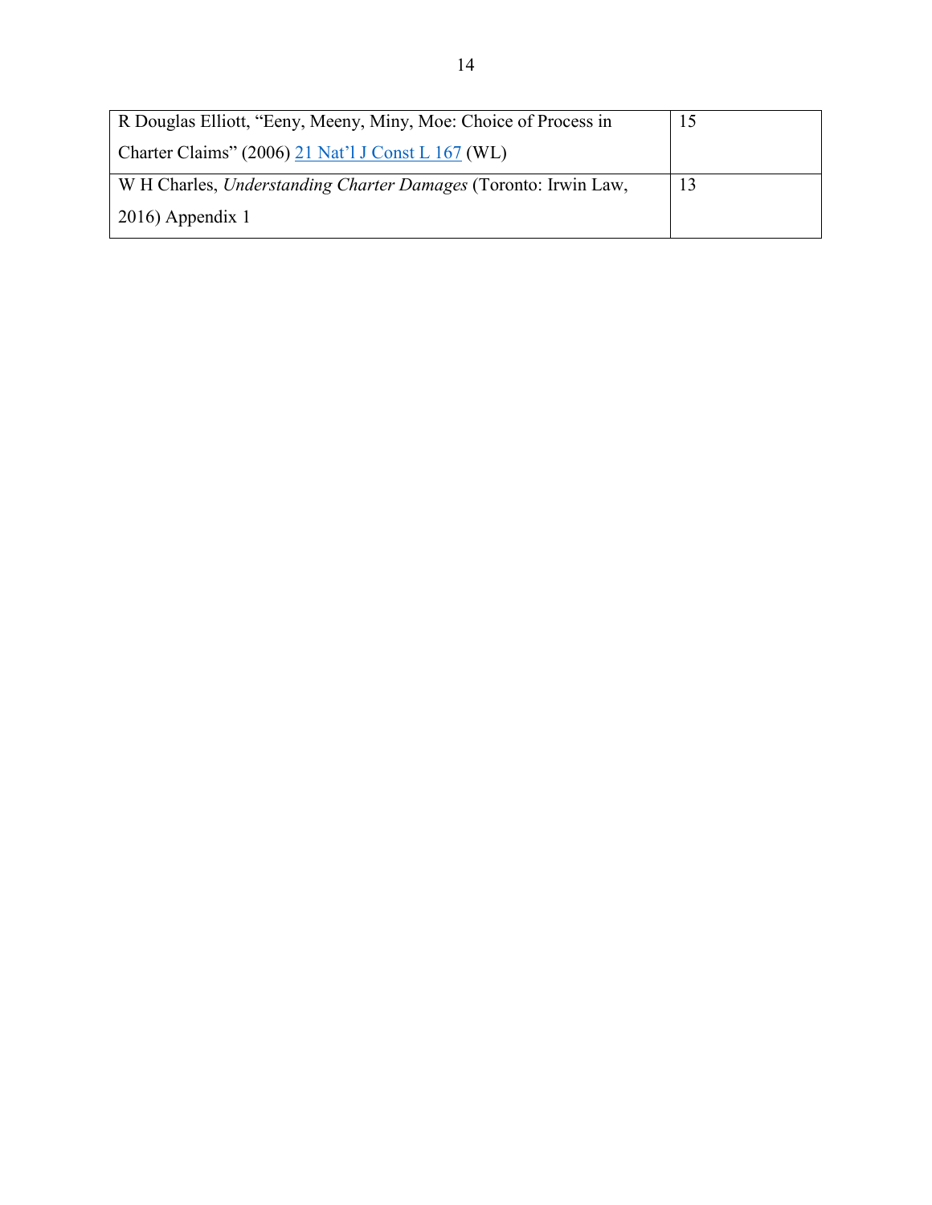| | |
|---|---|
| R Douglas Elliott, "Eeny, Meeny, Miny, Moe: Choice of Process in Charter Claims" (2006) 21 Nat'l J Const L 167 (WL) | 15 |
| W H Charles, *Understanding Charter Damages* (Toronto: Irwin Law, 2016) Appendix 1 | 13 |